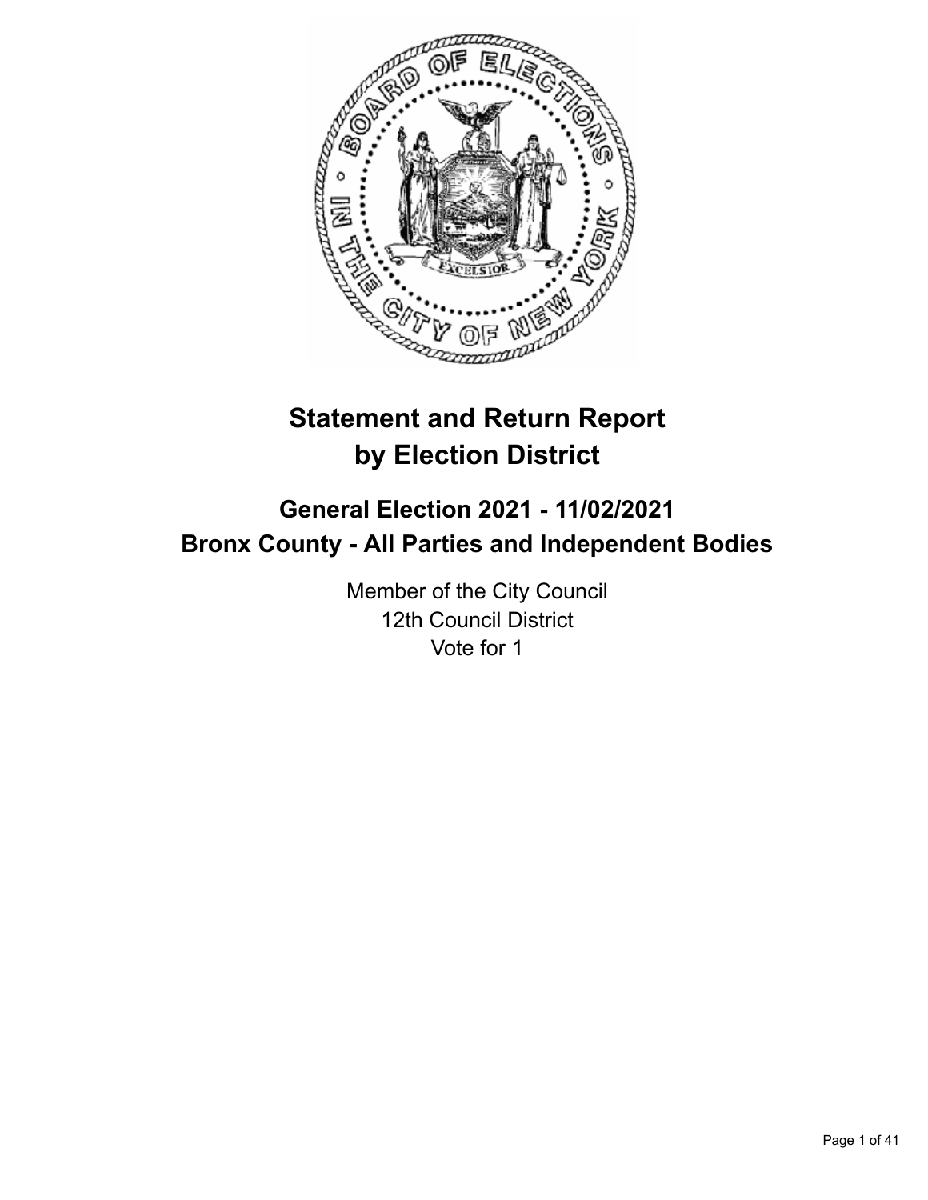# Statement and Return Report by Election District

## General Election 2021 - 11/02/2021
## Bronx County - All Parties and Independent Bodies

Member of the City Council
12th Council District
Vote for 1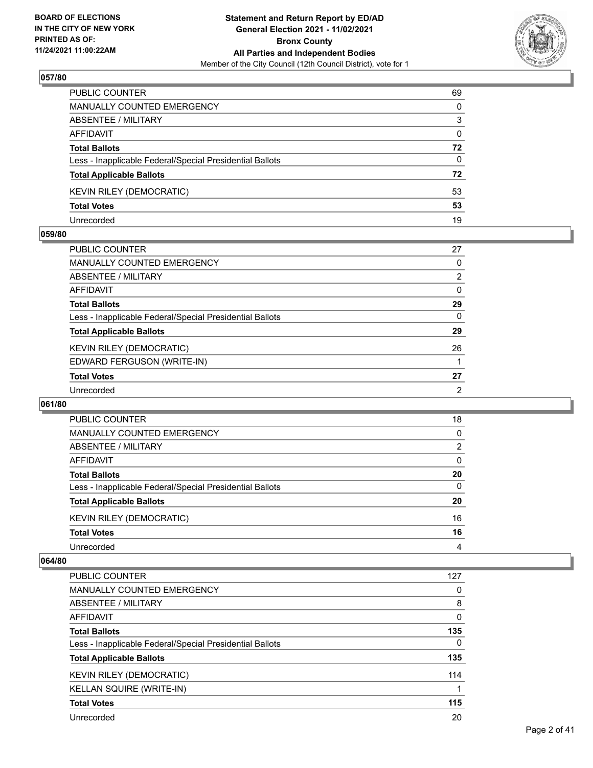## 057/80

| | |
|---|---|
| PUBLIC COUNTER | 69 |
| MANUALLY COUNTED EMERGENCY | 0 |
| ABSENTEE / MILITARY | 3 |
| AFFIDAVIT | 0 |
| **Total Ballots** | **72** |
| Less - Inapplicable Federal/Special Presidential Ballots | 0 |
| **Total Applicable Ballots** | **72** |
| KEVIN RILEY (DEMOCRATIC) | 53 |
| **Total Votes** | **53** |
| Unrecorded | 19 |

## 059/80

| | |
|---|---|
| PUBLIC COUNTER | 27 |
| MANUALLY COUNTED EMERGENCY | 0 |
| ABSENTEE / MILITARY | 2 |
| AFFIDAVIT | 0 |
| **Total Ballots** | **29** |
| Less - Inapplicable Federal/Special Presidential Ballots | 0 |
| **Total Applicable Ballots** | **29** |
| KEVIN RILEY (DEMOCRATIC) | 26 |
| EDWARD FERGUSON (WRITE-IN) | 1 |
| **Total Votes** | **27** |
| Unrecorded | 2 |

## 061/80

| | |
|---|---|
| PUBLIC COUNTER | 18 |
| MANUALLY COUNTED EMERGENCY | 0 |
| ABSENTEE / MILITARY | 2 |
| AFFIDAVIT | 0 |
| **Total Ballots** | **20** |
| Less - Inapplicable Federal/Special Presidential Ballots | 0 |
| **Total Applicable Ballots** | **20** |
| KEVIN RILEY (DEMOCRATIC) | 16 |
| **Total Votes** | **16** |
| Unrecorded | 4 |

## 064/80

| | |
|---|---|
| PUBLIC COUNTER | 127 |
| MANUALLY COUNTED EMERGENCY | 0 |
| ABSENTEE / MILITARY | 8 |
| AFFIDAVIT | 0 |
| **Total Ballots** | **135** |
| Less - Inapplicable Federal/Special Presidential Ballots | 0 |
| **Total Applicable Ballots** | **135** |
| KEVIN RILEY (DEMOCRATIC) | 114 |
| KELLAN SQUIRE (WRITE-IN) | 1 |
| **Total Votes** | **115** |
| Unrecorded | 20 |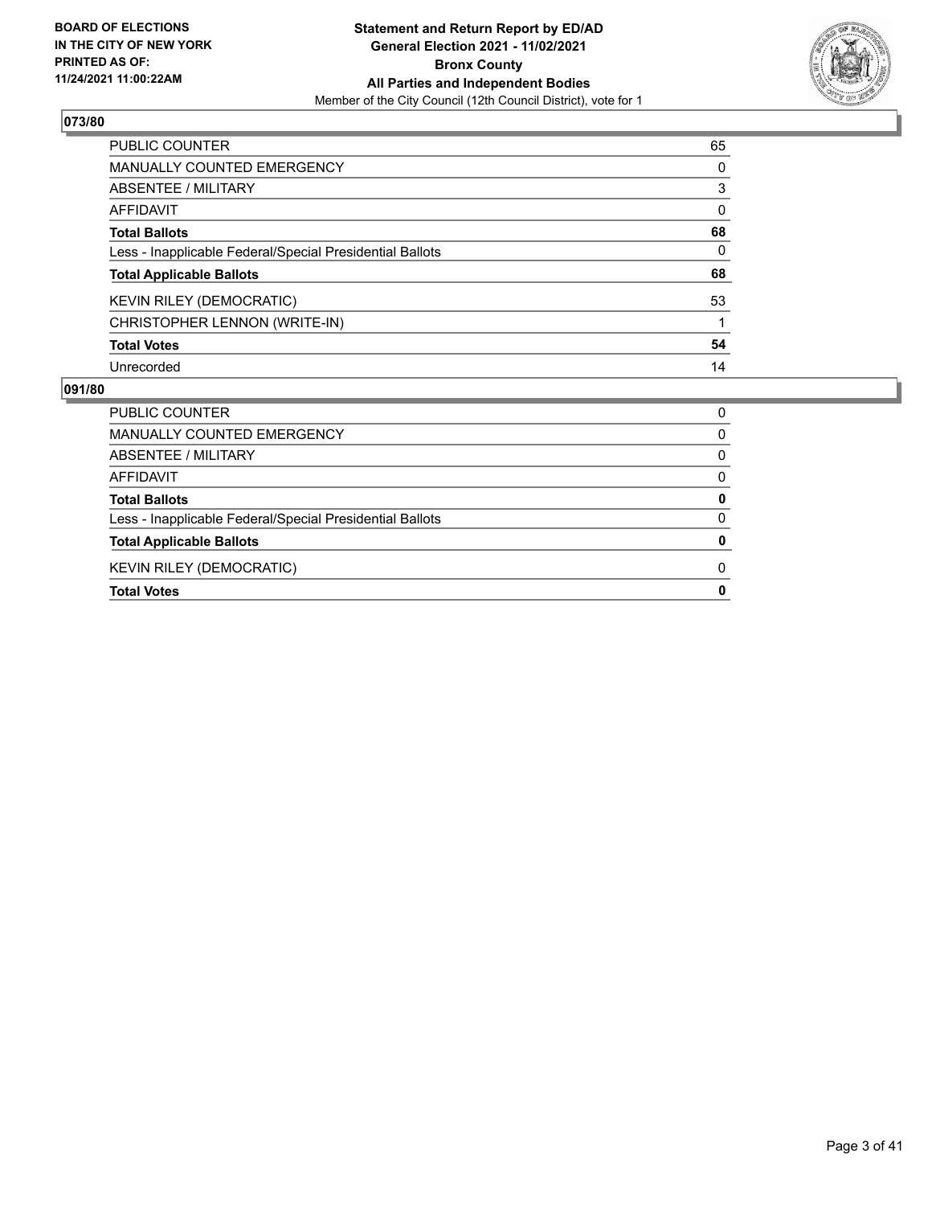### 073/80

| | |
|---|---|
| PUBLIC COUNTER | 65 |
| MANUALLY COUNTED EMERGENCY | 0 |
| ABSENTEE / MILITARY | 3 |
| AFFIDAVIT | 0 |
| **Total Ballots** | **68** |
| Less - Inapplicable Federal/Special Presidential Ballots | 0 |
| **Total Applicable Ballots** | **68** |
| KEVIN RILEY (DEMOCRATIC) | 53 |
| CHRISTOPHER LENNON (WRITE-IN) | 1 |
| **Total Votes** | **54** |
| Unrecorded | 14 |

### 091/80

| | |
|---|---|
| PUBLIC COUNTER | 0 |
| MANUALLY COUNTED EMERGENCY | 0 |
| ABSENTEE / MILITARY | 0 |
| AFFIDAVIT | 0 |
| **Total Ballots** | **0** |
| Less - Inapplicable Federal/Special Presidential Ballots | 0 |
| **Total Applicable Ballots** | **0** |
| KEVIN RILEY (DEMOCRATIC) | 0 |
| **Total Votes** | **0** |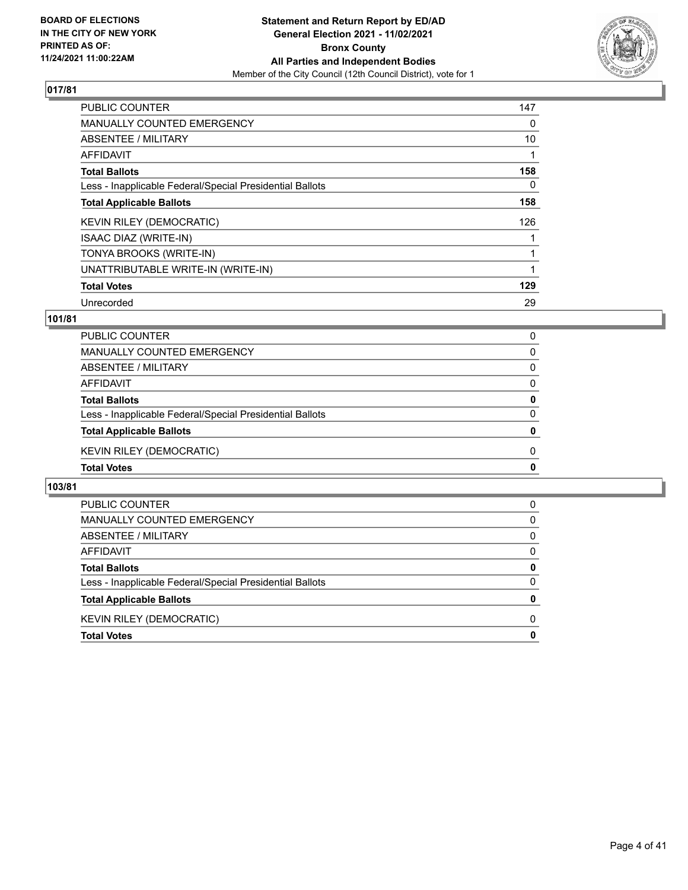## 017/81

| | |
|---|---|
| PUBLIC COUNTER | 147 |
| MANUALLY COUNTED EMERGENCY | 0 |
| ABSENTEE / MILITARY | 10 |
| AFFIDAVIT | 1 |
| **Total Ballots** | **158** |
| Less - Inapplicable Federal/Special Presidential Ballots | 0 |
| **Total Applicable Ballots** | **158** |
| KEVIN RILEY (DEMOCRATIC) | 126 |
| ISAAC DIAZ (WRITE-IN) | 1 |
| TONYA BROOKS (WRITE-IN) | 1 |
| UNATTRIBUTABLE WRITE-IN (WRITE-IN) | 1 |
| **Total Votes** | **129** |
| Unrecorded | 29 |

## 101/81

| | |
|---|---|
| PUBLIC COUNTER | 0 |
| MANUALLY COUNTED EMERGENCY | 0 |
| ABSENTEE / MILITARY | 0 |
| AFFIDAVIT | 0 |
| **Total Ballots** | **0** |
| Less - Inapplicable Federal/Special Presidential Ballots | 0 |
| **Total Applicable Ballots** | **0** |
| KEVIN RILEY (DEMOCRATIC) | 0 |
| **Total Votes** | **0** |

## 103/81

| | |
|---|---|
| PUBLIC COUNTER | 0 |
| MANUALLY COUNTED EMERGENCY | 0 |
| ABSENTEE / MILITARY | 0 |
| AFFIDAVIT | 0 |
| **Total Ballots** | **0** |
| Less - Inapplicable Federal/Special Presidential Ballots | 0 |
| **Total Applicable Ballots** | **0** |
| KEVIN RILEY (DEMOCRATIC) | 0 |
| **Total Votes** | **0** |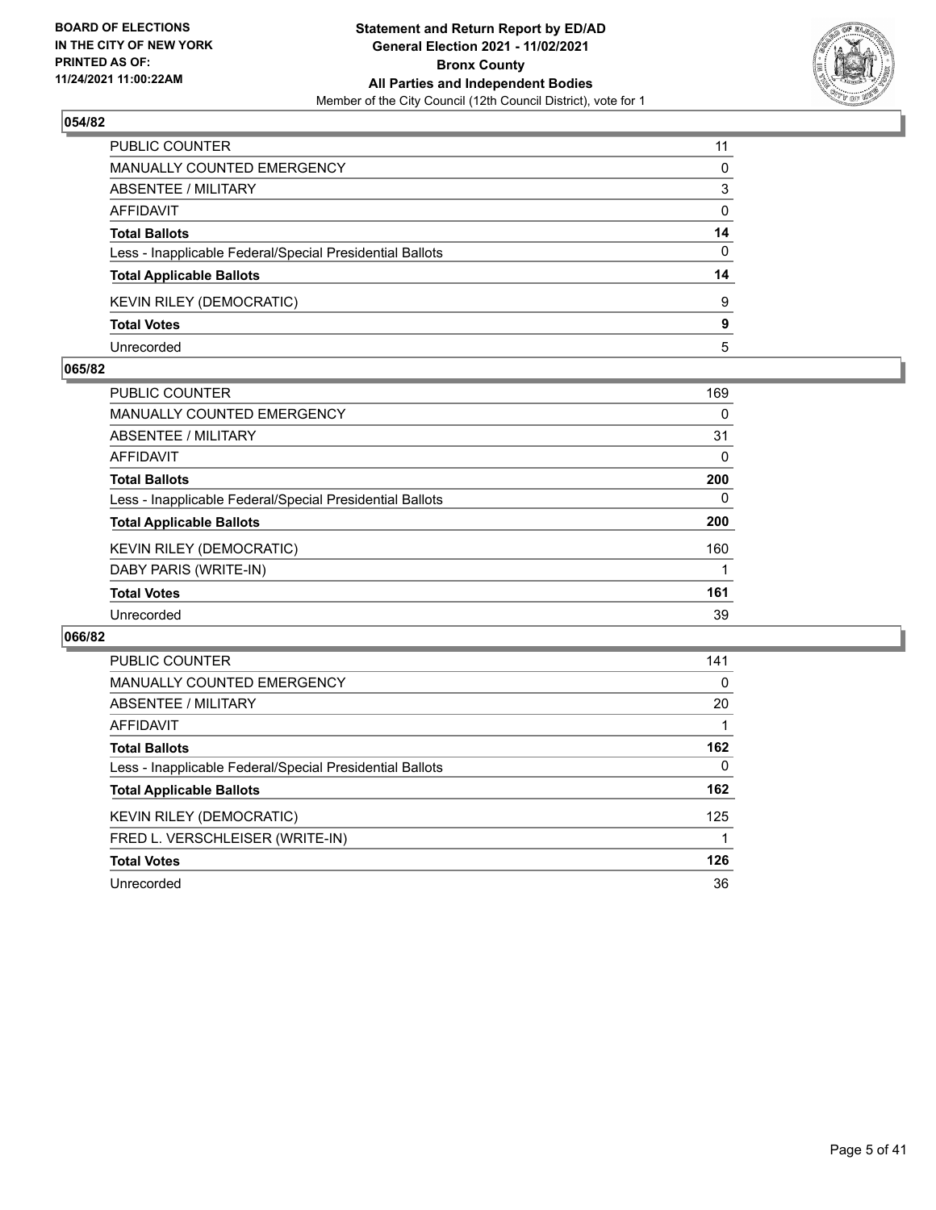## 054/82

| | |
|---|---|
| PUBLIC COUNTER | 11 |
| MANUALLY COUNTED EMERGENCY | 0 |
| ABSENTEE / MILITARY | 3 |
| AFFIDAVIT | 0 |
| **Total Ballots** | **14** |
| Less - Inapplicable Federal/Special Presidential Ballots | 0 |
| **Total Applicable Ballots** | **14** |
| KEVIN RILEY (DEMOCRATIC) | 9 |
| **Total Votes** | **9** |
| Unrecorded | 5 |

## 065/82

| | |
|---|---|
| PUBLIC COUNTER | 169 |
| MANUALLY COUNTED EMERGENCY | 0 |
| ABSENTEE / MILITARY | 31 |
| AFFIDAVIT | 0 |
| **Total Ballots** | **200** |
| Less - Inapplicable Federal/Special Presidential Ballots | 0 |
| **Total Applicable Ballots** | **200** |
| KEVIN RILEY (DEMOCRATIC) | 160 |
| DABY PARIS (WRITE-IN) | 1 |
| **Total Votes** | **161** |
| Unrecorded | 39 |

## 066/82

| | |
|---|---|
| PUBLIC COUNTER | 141 |
| MANUALLY COUNTED EMERGENCY | 0 |
| ABSENTEE / MILITARY | 20 |
| AFFIDAVIT | 1 |
| **Total Ballots** | **162** |
| Less - Inapplicable Federal/Special Presidential Ballots | 0 |
| **Total Applicable Ballots** | **162** |
| KEVIN RILEY (DEMOCRATIC) | 125 |
| FRED L. VERSCHLEISER (WRITE-IN) | 1 |
| **Total Votes** | **126** |
| Unrecorded | 36 |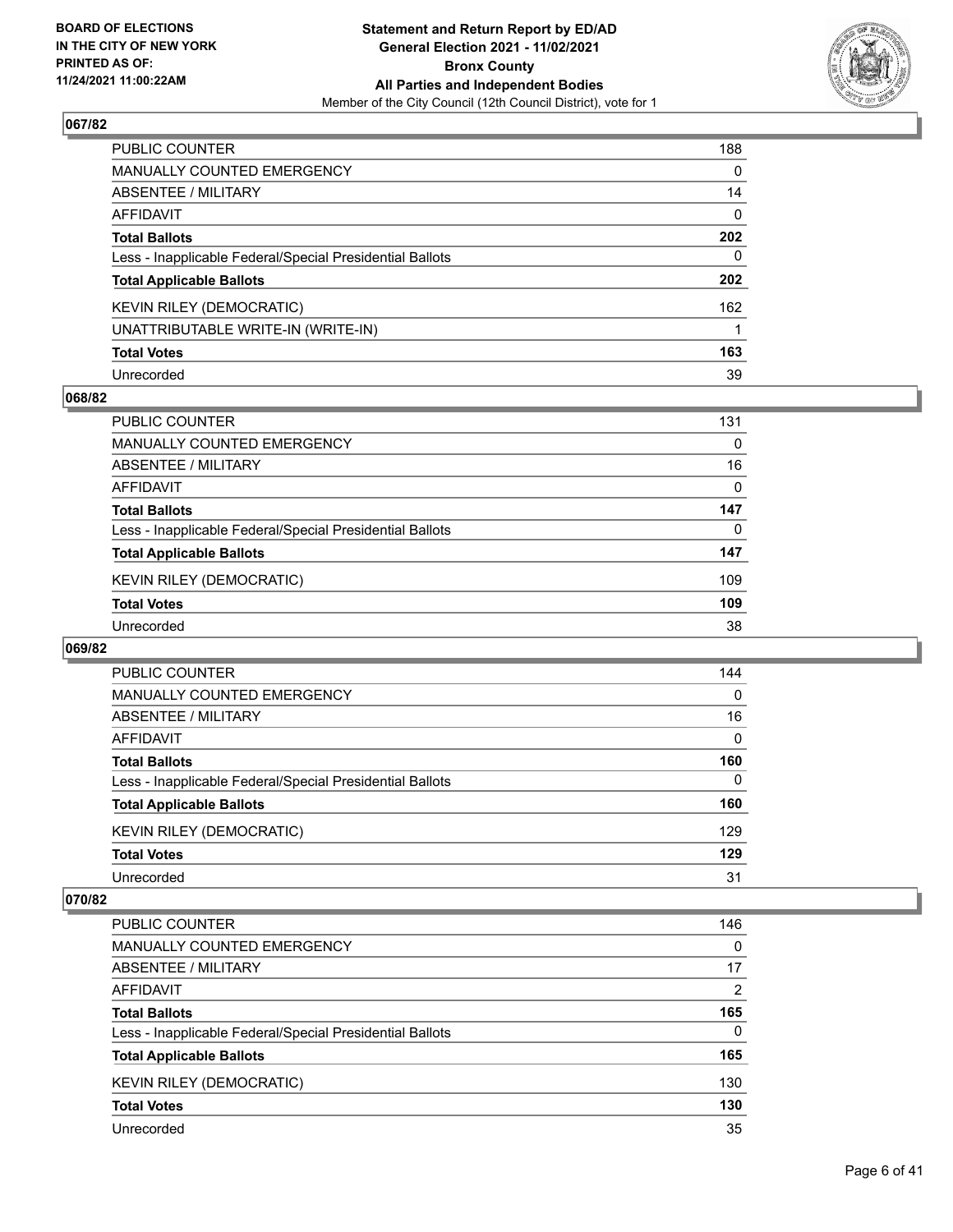**Statement and Return Report by ED/AD**
**General Election 2021 - 11/02/2021**
**Bronx County**
**All Parties and Independent Bodies**
Member of the City Council (12th Council District), vote for 1

BOARD OF ELECTIONS IN THE CITY OF NEW YORK PRINTED AS OF: 11/24/2021 11:00:22AM

### 067/82

| | |
|---|---|
| PUBLIC COUNTER | 188 |
| MANUALLY COUNTED EMERGENCY | 0 |
| ABSENTEE / MILITARY | 14 |
| AFFIDAVIT | 0 |
| **Total Ballots** | **202** |
| Less - Inapplicable Federal/Special Presidential Ballots | 0 |
| **Total Applicable Ballots** | **202** |
| KEVIN RILEY (DEMOCRATIC) | 162 |
| UNATTRIBUTABLE WRITE-IN (WRITE-IN) | 1 |
| **Total Votes** | **163** |
| Unrecorded | 39 |

### 068/82

| | |
|---|---|
| PUBLIC COUNTER | 131 |
| MANUALLY COUNTED EMERGENCY | 0 |
| ABSENTEE / MILITARY | 16 |
| AFFIDAVIT | 0 |
| **Total Ballots** | **147** |
| Less - Inapplicable Federal/Special Presidential Ballots | 0 |
| **Total Applicable Ballots** | **147** |
| KEVIN RILEY (DEMOCRATIC) | 109 |
| **Total Votes** | **109** |
| Unrecorded | 38 |

### 069/82

| | |
|---|---|
| PUBLIC COUNTER | 144 |
| MANUALLY COUNTED EMERGENCY | 0 |
| ABSENTEE / MILITARY | 16 |
| AFFIDAVIT | 0 |
| **Total Ballots** | **160** |
| Less - Inapplicable Federal/Special Presidential Ballots | 0 |
| **Total Applicable Ballots** | **160** |
| KEVIN RILEY (DEMOCRATIC) | 129 |
| **Total Votes** | **129** |
| Unrecorded | 31 |

### 070/82

| | |
|---|---|
| PUBLIC COUNTER | 146 |
| MANUALLY COUNTED EMERGENCY | 0 |
| ABSENTEE / MILITARY | 17 |
| AFFIDAVIT | 2 |
| **Total Ballots** | **165** |
| Less - Inapplicable Federal/Special Presidential Ballots | 0 |
| **Total Applicable Ballots** | **165** |
| KEVIN RILEY (DEMOCRATIC) | 130 |
| **Total Votes** | **130** |
| Unrecorded | 35 |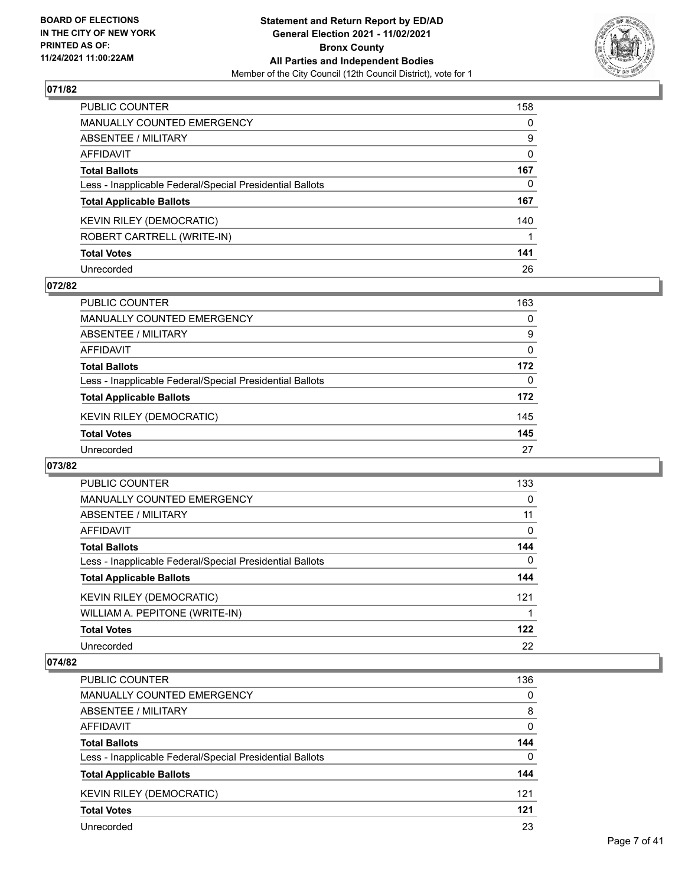**BOARD OF ELECTIONS IN THE CITY OF NEW YORK PRINTED AS OF: 11/24/2021 11:00:22AM**

**Statement and Return Report by ED/AD General Election 2021 - 11/02/2021 Bronx County All Parties and Independent Bodies**

Member of the City Council (12th Council District), vote for 1

## 071/82

| | |
|---|---|
| PUBLIC COUNTER | 158 |
| MANUALLY COUNTED EMERGENCY | 0 |
| ABSENTEE / MILITARY | 9 |
| AFFIDAVIT | 0 |
| **Total Ballots** | **167** |
| Less - Inapplicable Federal/Special Presidential Ballots | 0 |
| **Total Applicable Ballots** | **167** |
| KEVIN RILEY (DEMOCRATIC) | 140 |
| ROBERT CARTRELL (WRITE-IN) | 1 |
| **Total Votes** | **141** |
| Unrecorded | 26 |

## 072/82

| | |
|---|---|
| PUBLIC COUNTER | 163 |
| MANUALLY COUNTED EMERGENCY | 0 |
| ABSENTEE / MILITARY | 9 |
| AFFIDAVIT | 0 |
| **Total Ballots** | **172** |
| Less - Inapplicable Federal/Special Presidential Ballots | 0 |
| **Total Applicable Ballots** | **172** |
| KEVIN RILEY (DEMOCRATIC) | 145 |
| **Total Votes** | **145** |
| Unrecorded | 27 |

## 073/82

| | |
|---|---|
| PUBLIC COUNTER | 133 |
| MANUALLY COUNTED EMERGENCY | 0 |
| ABSENTEE / MILITARY | 11 |
| AFFIDAVIT | 0 |
| **Total Ballots** | **144** |
| Less - Inapplicable Federal/Special Presidential Ballots | 0 |
| **Total Applicable Ballots** | **144** |
| KEVIN RILEY (DEMOCRATIC) | 121 |
| WILLIAM A. PEPITONE (WRITE-IN) | 1 |
| **Total Votes** | **122** |
| Unrecorded | 22 |

## 074/82

| | |
|---|---|
| PUBLIC COUNTER | 136 |
| MANUALLY COUNTED EMERGENCY | 0 |
| ABSENTEE / MILITARY | 8 |
| AFFIDAVIT | 0 |
| **Total Ballots** | **144** |
| Less - Inapplicable Federal/Special Presidential Ballots | 0 |
| **Total Applicable Ballots** | **144** |
| KEVIN RILEY (DEMOCRATIC) | 121 |
| **Total Votes** | **121** |
| Unrecorded | 23 |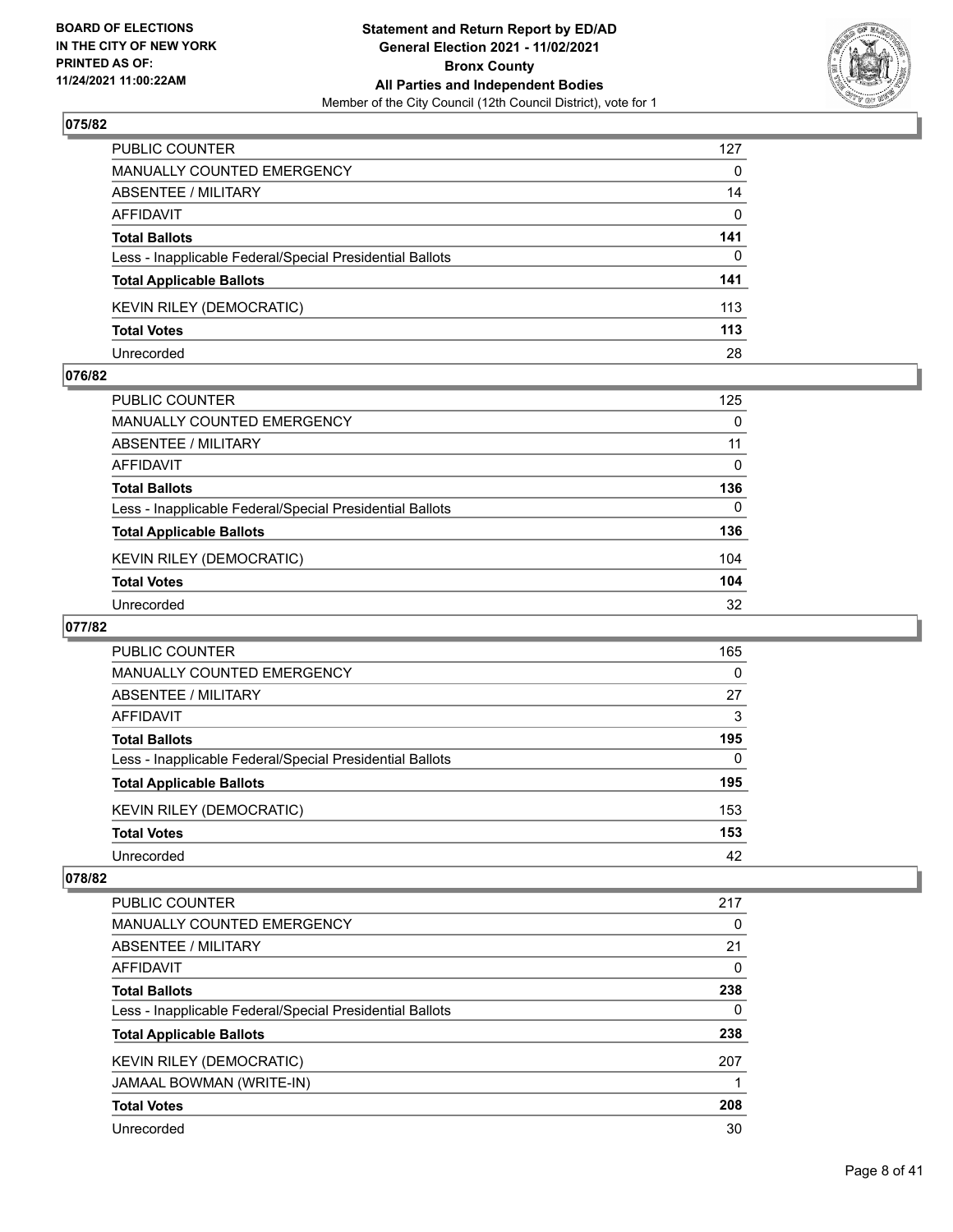### 075/82

| | |
|---|---|
| PUBLIC COUNTER | 127 |
| MANUALLY COUNTED EMERGENCY | 0 |
| ABSENTEE / MILITARY | 14 |
| AFFIDAVIT | 0 |
| **Total Ballots** | **141** |
| Less - Inapplicable Federal/Special Presidential Ballots | 0 |
| **Total Applicable Ballots** | **141** |
| KEVIN RILEY (DEMOCRATIC) | 113 |
| **Total Votes** | **113** |
| Unrecorded | 28 |

### 076/82

| | |
|---|---|
| PUBLIC COUNTER | 125 |
| MANUALLY COUNTED EMERGENCY | 0 |
| ABSENTEE / MILITARY | 11 |
| AFFIDAVIT | 0 |
| **Total Ballots** | **136** |
| Less - Inapplicable Federal/Special Presidential Ballots | 0 |
| **Total Applicable Ballots** | **136** |
| KEVIN RILEY (DEMOCRATIC) | 104 |
| **Total Votes** | **104** |
| Unrecorded | 32 |

### 077/82

| | |
|---|---|
| PUBLIC COUNTER | 165 |
| MANUALLY COUNTED EMERGENCY | 0 |
| ABSENTEE / MILITARY | 27 |
| AFFIDAVIT | 3 |
| **Total Ballots** | **195** |
| Less - Inapplicable Federal/Special Presidential Ballots | 0 |
| **Total Applicable Ballots** | **195** |
| KEVIN RILEY (DEMOCRATIC) | 153 |
| **Total Votes** | **153** |
| Unrecorded | 42 |

### 078/82

| | |
|---|---|
| PUBLIC COUNTER | 217 |
| MANUALLY COUNTED EMERGENCY | 0 |
| ABSENTEE / MILITARY | 21 |
| AFFIDAVIT | 0 |
| **Total Ballots** | **238** |
| Less - Inapplicable Federal/Special Presidential Ballots | 0 |
| **Total Applicable Ballots** | **238** |
| KEVIN RILEY (DEMOCRATIC) | 207 |
| JAMAAL BOWMAN (WRITE-IN) | 1 |
| **Total Votes** | **208** |
| Unrecorded | 30 |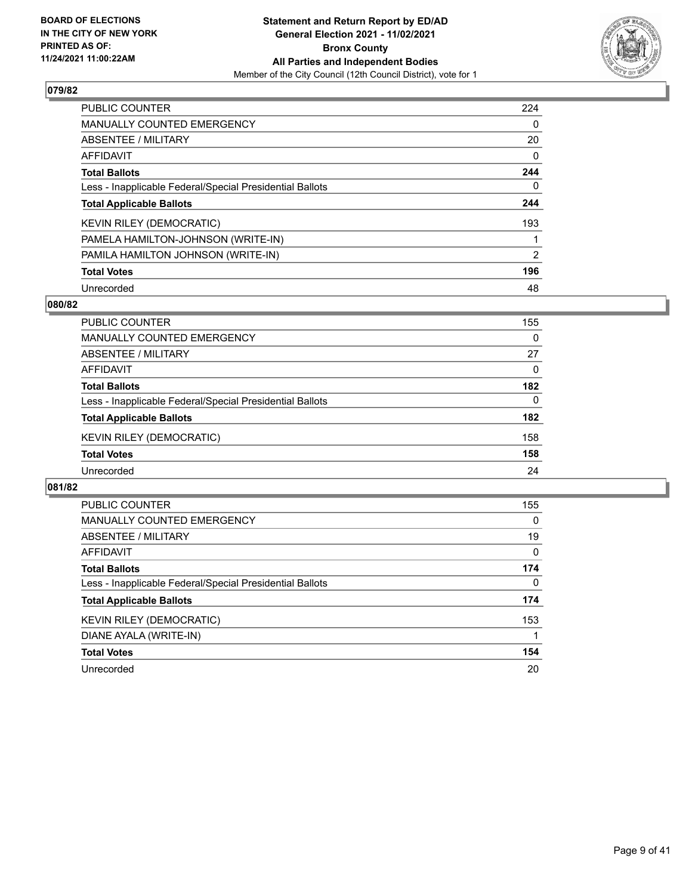## 079/82

| | |
|---|---|
| PUBLIC COUNTER | 224 |
| MANUALLY COUNTED EMERGENCY | 0 |
| ABSENTEE / MILITARY | 20 |
| AFFIDAVIT | 0 |
| **Total Ballots** | **244** |
| Less - Inapplicable Federal/Special Presidential Ballots | 0 |
| **Total Applicable Ballots** | **244** |
| KEVIN RILEY (DEMOCRATIC) | 193 |
| PAMELA HAMILTON-JOHNSON (WRITE-IN) | 1 |
| PAMILA HAMILTON JOHNSON (WRITE-IN) | 2 |
| **Total Votes** | **196** |
| Unrecorded | 48 |

## 080/82

| | |
|---|---|
| PUBLIC COUNTER | 155 |
| MANUALLY COUNTED EMERGENCY | 0 |
| ABSENTEE / MILITARY | 27 |
| AFFIDAVIT | 0 |
| **Total Ballots** | **182** |
| Less - Inapplicable Federal/Special Presidential Ballots | 0 |
| **Total Applicable Ballots** | **182** |
| KEVIN RILEY (DEMOCRATIC) | 158 |
| **Total Votes** | **158** |
| Unrecorded | 24 |

## 081/82

| | |
|---|---|
| PUBLIC COUNTER | 155 |
| MANUALLY COUNTED EMERGENCY | 0 |
| ABSENTEE / MILITARY | 19 |
| AFFIDAVIT | 0 |
| **Total Ballots** | **174** |
| Less - Inapplicable Federal/Special Presidential Ballots | 0 |
| **Total Applicable Ballots** | **174** |
| KEVIN RILEY (DEMOCRATIC) | 153 |
| DIANE AYALA (WRITE-IN) | 1 |
| **Total Votes** | **154** |
| Unrecorded | 20 |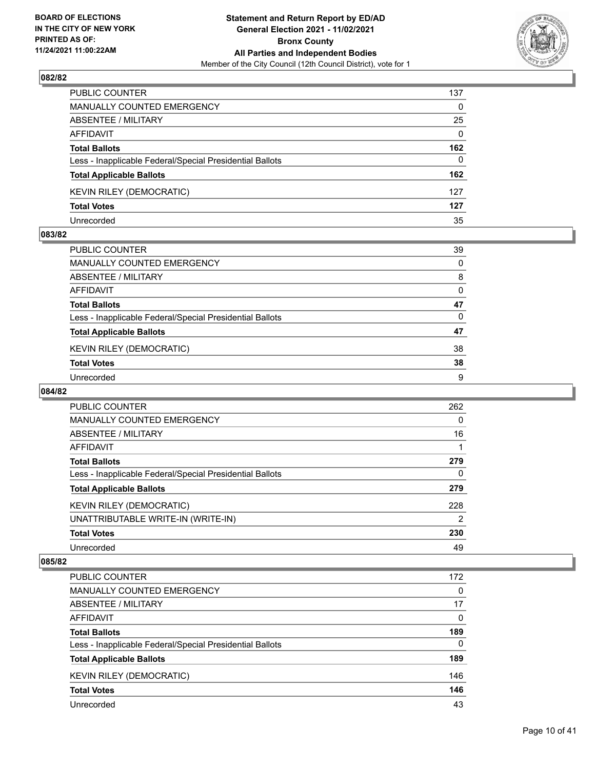**BOARD OF ELECTIONS IN THE CITY OF NEW YORK PRINTED AS OF: 11/24/2021 11:00:22AM**

**Statement and Return Report by ED/AD General Election 2021 - 11/02/2021 Bronx County All Parties and Independent Bodies**
Member of the City Council (12th Council District), vote for 1

### 082/82

| | |
|---|---|
| PUBLIC COUNTER | 137 |
| MANUALLY COUNTED EMERGENCY | 0 |
| ABSENTEE / MILITARY | 25 |
| AFFIDAVIT | 0 |
| **Total Ballots** | **162** |
| Less - Inapplicable Federal/Special Presidential Ballots | 0 |
| **Total Applicable Ballots** | **162** |
| KEVIN RILEY (DEMOCRATIC) | 127 |
| **Total Votes** | **127** |
| Unrecorded | 35 |

### 083/82

| | |
|---|---|
| PUBLIC COUNTER | 39 |
| MANUALLY COUNTED EMERGENCY | 0 |
| ABSENTEE / MILITARY | 8 |
| AFFIDAVIT | 0 |
| **Total Ballots** | **47** |
| Less - Inapplicable Federal/Special Presidential Ballots | 0 |
| **Total Applicable Ballots** | **47** |
| KEVIN RILEY (DEMOCRATIC) | 38 |
| **Total Votes** | **38** |
| Unrecorded | 9 |

### 084/82

| | |
|---|---|
| PUBLIC COUNTER | 262 |
| MANUALLY COUNTED EMERGENCY | 0 |
| ABSENTEE / MILITARY | 16 |
| AFFIDAVIT | 1 |
| **Total Ballots** | **279** |
| Less - Inapplicable Federal/Special Presidential Ballots | 0 |
| **Total Applicable Ballots** | **279** |
| KEVIN RILEY (DEMOCRATIC) | 228 |
| UNATTRIBUTABLE WRITE-IN (WRITE-IN) | 2 |
| **Total Votes** | **230** |
| Unrecorded | 49 |

### 085/82

| | |
|---|---|
| PUBLIC COUNTER | 172 |
| MANUALLY COUNTED EMERGENCY | 0 |
| ABSENTEE / MILITARY | 17 |
| AFFIDAVIT | 0 |
| **Total Ballots** | **189** |
| Less - Inapplicable Federal/Special Presidential Ballots | 0 |
| **Total Applicable Ballots** | **189** |
| KEVIN RILEY (DEMOCRATIC) | 146 |
| **Total Votes** | **146** |
| Unrecorded | 43 |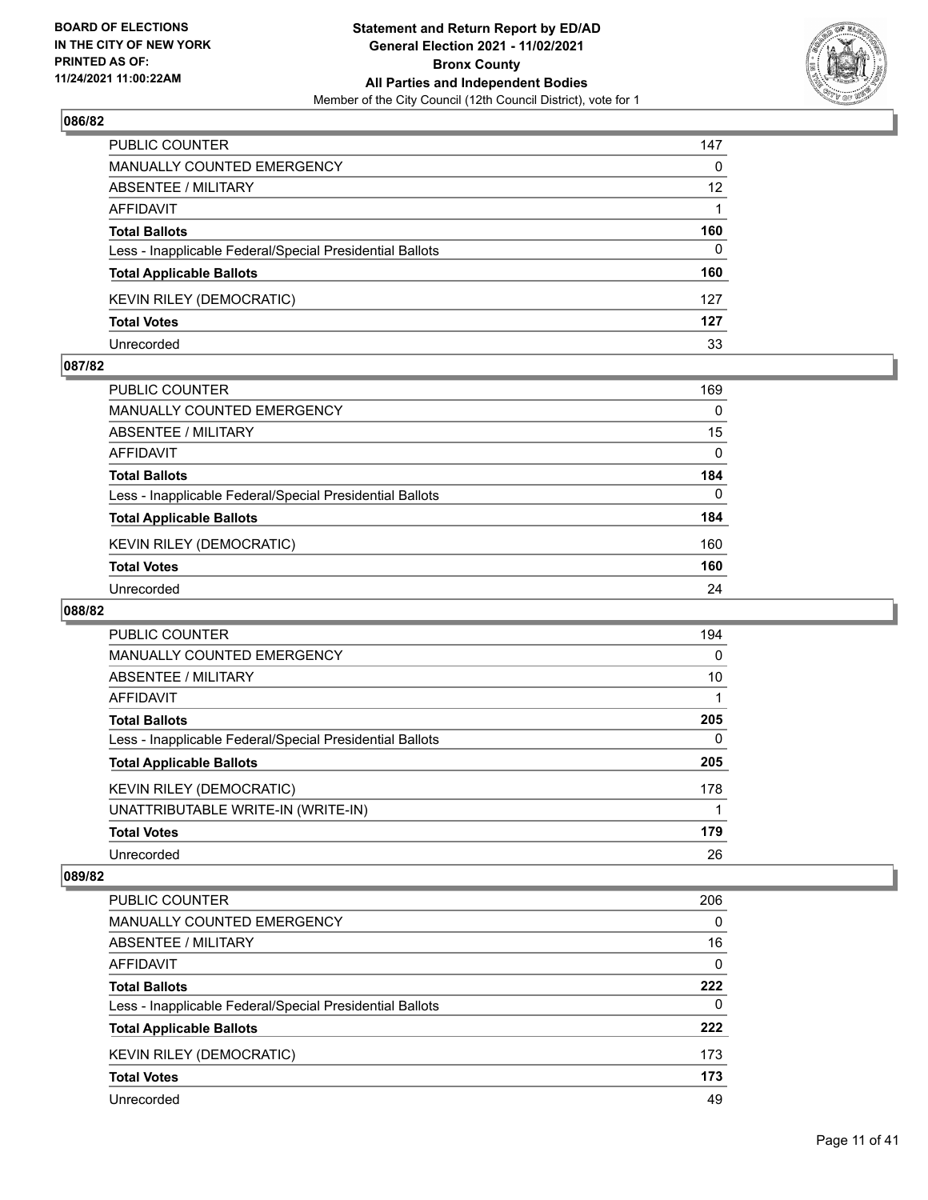**BOARD OF ELECTIONS IN THE CITY OF NEW YORK PRINTED AS OF: 11/24/2021 11:00:22AM**

**Statement and Return Report by ED/AD General Election 2021 - 11/02/2021 Bronx County All Parties and Independent Bodies**
Member of the City Council (12th Council District), vote for 1

### 086/82

| | |
|---|---|
| PUBLIC COUNTER | 147 |
| MANUALLY COUNTED EMERGENCY | 0 |
| ABSENTEE / MILITARY | 12 |
| AFFIDAVIT | 1 |
| **Total Ballots** | **160** |
| Less - Inapplicable Federal/Special Presidential Ballots | 0 |
| **Total Applicable Ballots** | **160** |
| KEVIN RILEY (DEMOCRATIC) | 127 |
| **Total Votes** | **127** |
| Unrecorded | 33 |

### 087/82

| | |
|---|---|
| PUBLIC COUNTER | 169 |
| MANUALLY COUNTED EMERGENCY | 0 |
| ABSENTEE / MILITARY | 15 |
| AFFIDAVIT | 0 |
| **Total Ballots** | **184** |
| Less - Inapplicable Federal/Special Presidential Ballots | 0 |
| **Total Applicable Ballots** | **184** |
| KEVIN RILEY (DEMOCRATIC) | 160 |
| **Total Votes** | **160** |
| Unrecorded | 24 |

### 088/82

| | |
|---|---|
| PUBLIC COUNTER | 194 |
| MANUALLY COUNTED EMERGENCY | 0 |
| ABSENTEE / MILITARY | 10 |
| AFFIDAVIT | 1 |
| **Total Ballots** | **205** |
| Less - Inapplicable Federal/Special Presidential Ballots | 0 |
| **Total Applicable Ballots** | **205** |
| KEVIN RILEY (DEMOCRATIC) | 178 |
| UNATTRIBUTABLE WRITE-IN (WRITE-IN) | 1 |
| **Total Votes** | **179** |
| Unrecorded | 26 |

### 089/82

| | |
|---|---|
| PUBLIC COUNTER | 206 |
| MANUALLY COUNTED EMERGENCY | 0 |
| ABSENTEE / MILITARY | 16 |
| AFFIDAVIT | 0 |
| **Total Ballots** | **222** |
| Less - Inapplicable Federal/Special Presidential Ballots | 0 |
| **Total Applicable Ballots** | **222** |
| KEVIN RILEY (DEMOCRATIC) | 173 |
| **Total Votes** | **173** |
| Unrecorded | 49 |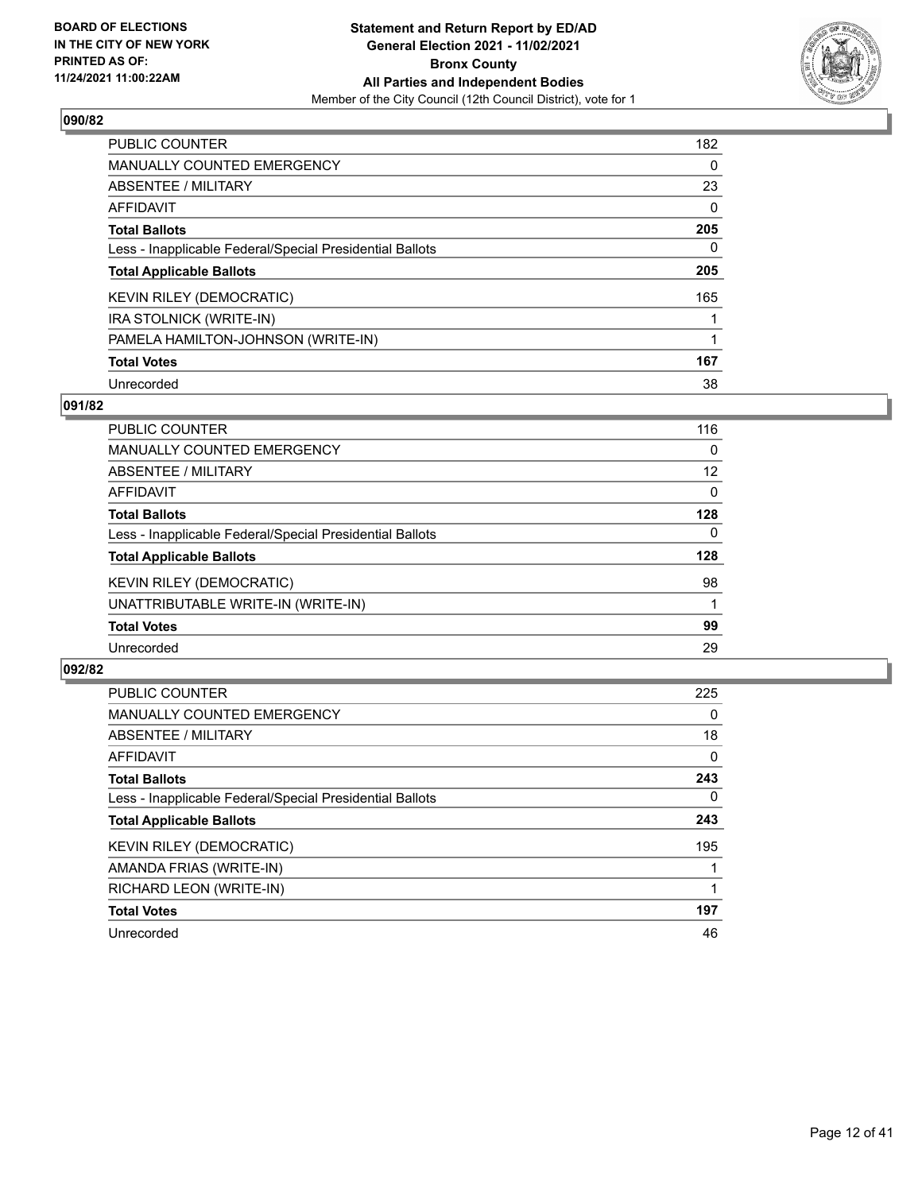## 090/82

| | |
|---|---|
| PUBLIC COUNTER | 182 |
| MANUALLY COUNTED EMERGENCY | 0 |
| ABSENTEE / MILITARY | 23 |
| AFFIDAVIT | 0 |
| **Total Ballots** | **205** |
| Less - Inapplicable Federal/Special Presidential Ballots | 0 |
| **Total Applicable Ballots** | **205** |
| KEVIN RILEY (DEMOCRATIC) | 165 |
| IRA STOLNICK (WRITE-IN) | 1 |
| PAMELA HAMILTON-JOHNSON (WRITE-IN) | 1 |
| **Total Votes** | **167** |
| Unrecorded | 38 |

## 091/82

| | |
|---|---|
| PUBLIC COUNTER | 116 |
| MANUALLY COUNTED EMERGENCY | 0 |
| ABSENTEE / MILITARY | 12 |
| AFFIDAVIT | 0 |
| **Total Ballots** | **128** |
| Less - Inapplicable Federal/Special Presidential Ballots | 0 |
| **Total Applicable Ballots** | **128** |
| KEVIN RILEY (DEMOCRATIC) | 98 |
| UNATTRIBUTABLE WRITE-IN (WRITE-IN) | 1 |
| **Total Votes** | **99** |
| Unrecorded | 29 |

## 092/82

| | |
|---|---|
| PUBLIC COUNTER | 225 |
| MANUALLY COUNTED EMERGENCY | 0 |
| ABSENTEE / MILITARY | 18 |
| AFFIDAVIT | 0 |
| **Total Ballots** | **243** |
| Less - Inapplicable Federal/Special Presidential Ballots | 0 |
| **Total Applicable Ballots** | **243** |
| KEVIN RILEY (DEMOCRATIC) | 195 |
| AMANDA FRIAS (WRITE-IN) | 1 |
| RICHARD LEON (WRITE-IN) | 1 |
| **Total Votes** | **197** |
| Unrecorded | 46 |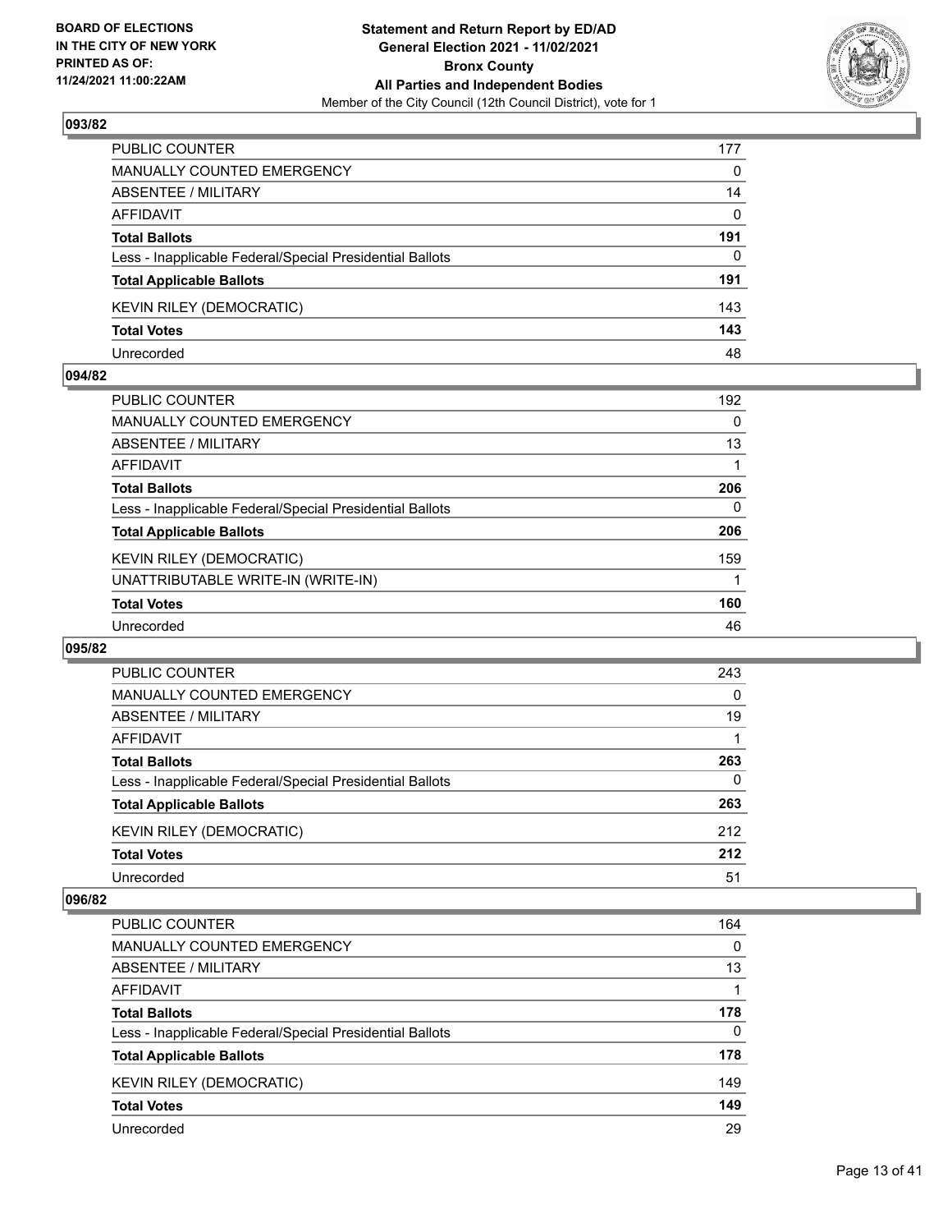BOARD OF ELECTIONS
IN THE CITY OF NEW YORK
PRINTED AS OF:
11/24/2021 11:00:22AM

**Statement and Return Report by ED/AD**
**General Election 2021 - 11/02/2021**
**Bronx County**
**All Parties and Independent Bodies**
Member of the City Council (12th Council District), vote for 1

### 093/82

| | |
|---|---|
| PUBLIC COUNTER | 177 |
| MANUALLY COUNTED EMERGENCY | 0 |
| ABSENTEE / MILITARY | 14 |
| AFFIDAVIT | 0 |
| **Total Ballots** | **191** |
| Less - Inapplicable Federal/Special Presidential Ballots | 0 |
| **Total Applicable Ballots** | **191** |
| KEVIN RILEY (DEMOCRATIC) | 143 |
| **Total Votes** | **143** |
| Unrecorded | 48 |

### 094/82

| | |
|---|---|
| PUBLIC COUNTER | 192 |
| MANUALLY COUNTED EMERGENCY | 0 |
| ABSENTEE / MILITARY | 13 |
| AFFIDAVIT | 1 |
| **Total Ballots** | **206** |
| Less - Inapplicable Federal/Special Presidential Ballots | 0 |
| **Total Applicable Ballots** | **206** |
| KEVIN RILEY (DEMOCRATIC) | 159 |
| UNATTRIBUTABLE WRITE-IN (WRITE-IN) | 1 |
| **Total Votes** | **160** |
| Unrecorded | 46 |

### 095/82

| | |
|---|---|
| PUBLIC COUNTER | 243 |
| MANUALLY COUNTED EMERGENCY | 0 |
| ABSENTEE / MILITARY | 19 |
| AFFIDAVIT | 1 |
| **Total Ballots** | **263** |
| Less - Inapplicable Federal/Special Presidential Ballots | 0 |
| **Total Applicable Ballots** | **263** |
| KEVIN RILEY (DEMOCRATIC) | 212 |
| **Total Votes** | **212** |
| Unrecorded | 51 |

### 096/82

| | |
|---|---|
| PUBLIC COUNTER | 164 |
| MANUALLY COUNTED EMERGENCY | 0 |
| ABSENTEE / MILITARY | 13 |
| AFFIDAVIT | 1 |
| **Total Ballots** | **178** |
| Less - Inapplicable Federal/Special Presidential Ballots | 0 |
| **Total Applicable Ballots** | **178** |
| KEVIN RILEY (DEMOCRATIC) | 149 |
| **Total Votes** | **149** |
| Unrecorded | 29 |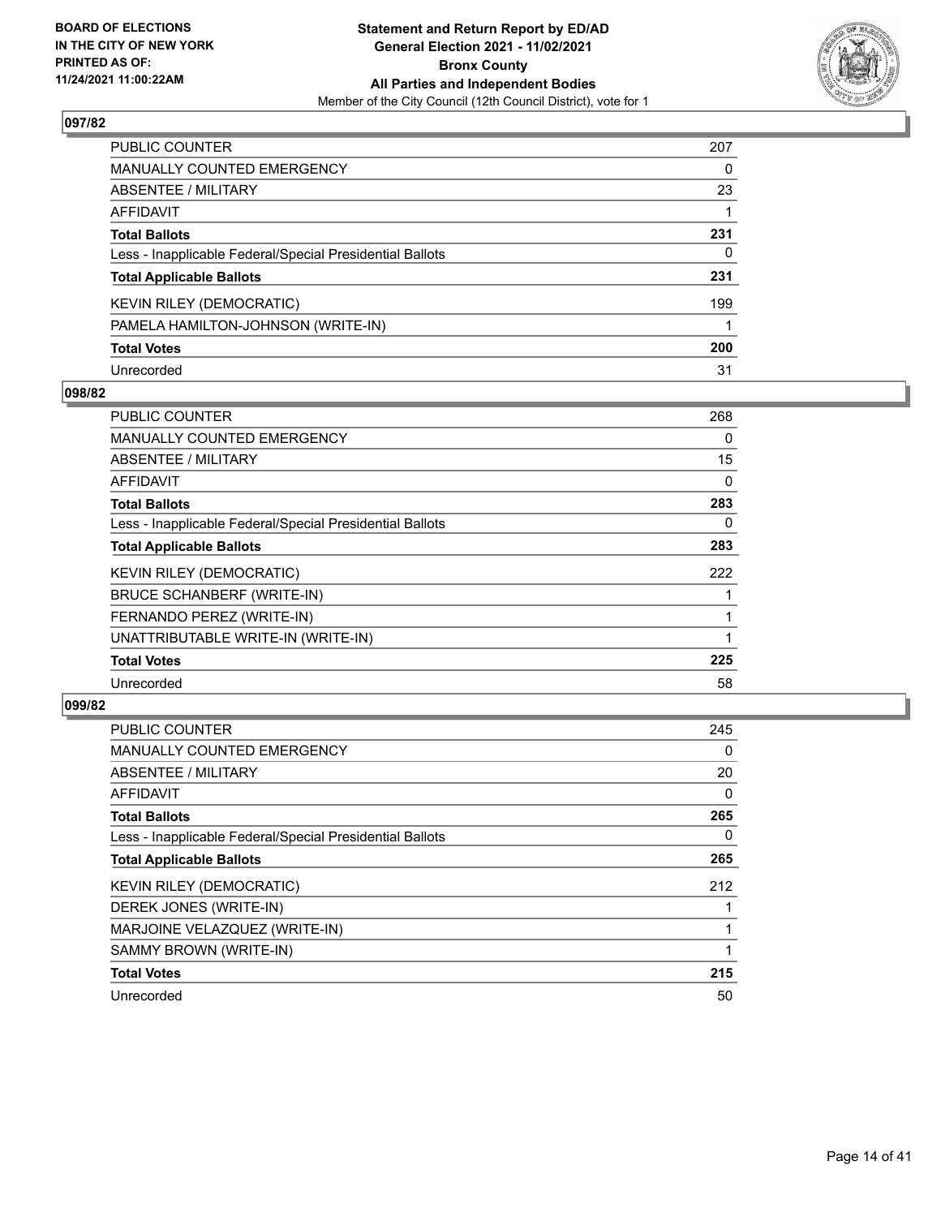**BOARD OF ELECTIONS IN THE CITY OF NEW YORK PRINTED AS OF: 11/24/2021 11:00:22AM**

**Statement and Return Report by ED/AD General Election 2021 - 11/02/2021 Bronx County All Parties and Independent Bodies**
Member of the City Council (12th Council District), vote for 1

## 097/82

| | |
|---|---|
| PUBLIC COUNTER | 207 |
| MANUALLY COUNTED EMERGENCY | 0 |
| ABSENTEE / MILITARY | 23 |
| AFFIDAVIT | 1 |
| **Total Ballots** | **231** |
| Less - Inapplicable Federal/Special Presidential Ballots | 0 |
| **Total Applicable Ballots** | **231** |
| KEVIN RILEY (DEMOCRATIC) | 199 |
| PAMELA HAMILTON-JOHNSON (WRITE-IN) | 1 |
| **Total Votes** | **200** |
| Unrecorded | 31 |

## 098/82

| | |
|---|---|
| PUBLIC COUNTER | 268 |
| MANUALLY COUNTED EMERGENCY | 0 |
| ABSENTEE / MILITARY | 15 |
| AFFIDAVIT | 0 |
| **Total Ballots** | **283** |
| Less - Inapplicable Federal/Special Presidential Ballots | 0 |
| **Total Applicable Ballots** | **283** |
| KEVIN RILEY (DEMOCRATIC) | 222 |
| BRUCE SCHANBERF (WRITE-IN) | 1 |
| FERNANDO PEREZ (WRITE-IN) | 1 |
| UNATTRIBUTABLE WRITE-IN (WRITE-IN) | 1 |
| **Total Votes** | **225** |
| Unrecorded | 58 |

## 099/82

| | |
|---|---|
| PUBLIC COUNTER | 245 |
| MANUALLY COUNTED EMERGENCY | 0 |
| ABSENTEE / MILITARY | 20 |
| AFFIDAVIT | 0 |
| **Total Ballots** | **265** |
| Less - Inapplicable Federal/Special Presidential Ballots | 0 |
| **Total Applicable Ballots** | **265** |
| KEVIN RILEY (DEMOCRATIC) | 212 |
| DEREK JONES (WRITE-IN) | 1 |
| MARJOINE VELAZQUEZ (WRITE-IN) | 1 |
| SAMMY BROWN (WRITE-IN) | 1 |
| **Total Votes** | **215** |
| Unrecorded | 50 |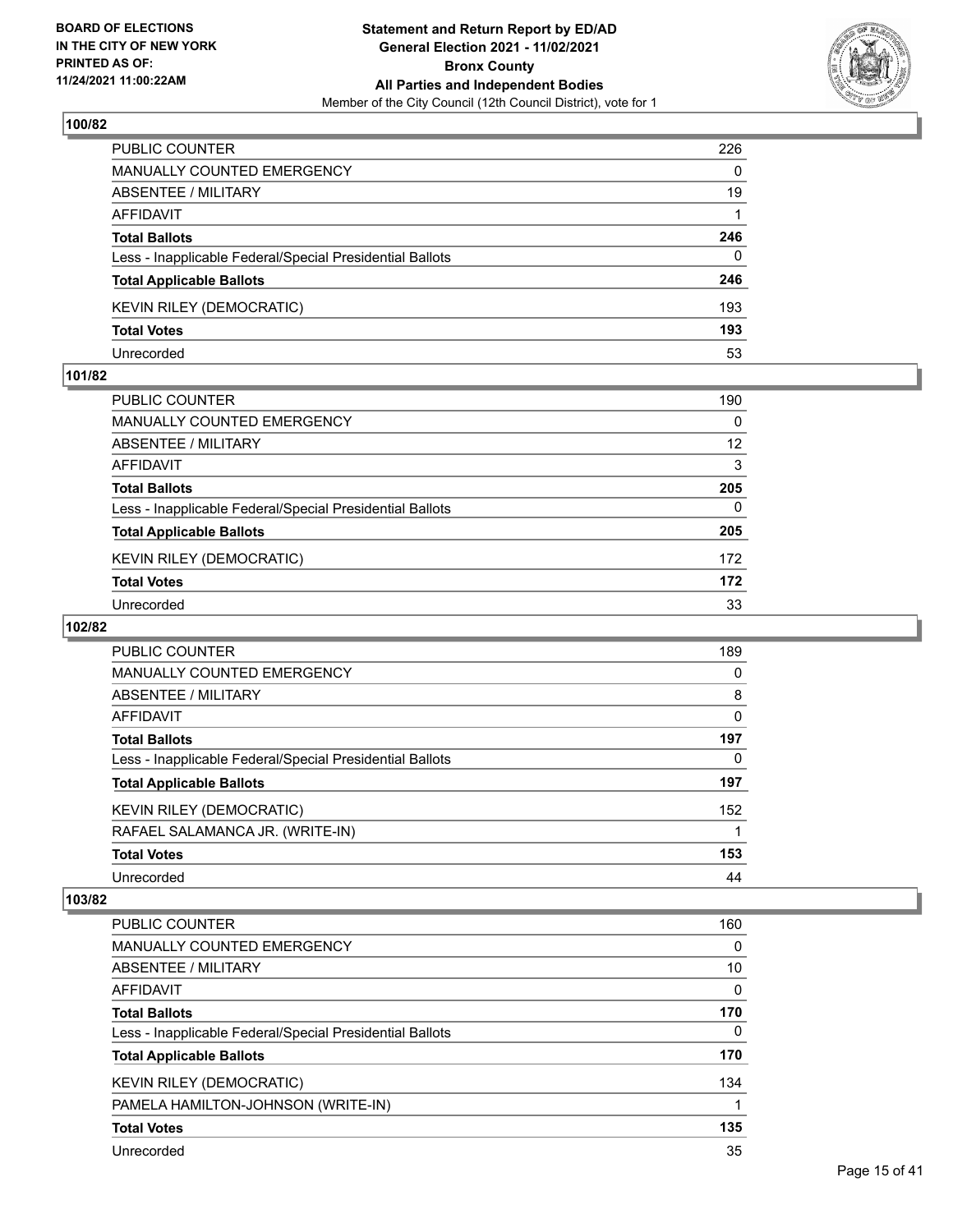**BOARD OF ELECTIONS IN THE CITY OF NEW YORK PRINTED AS OF: 11/24/2021 11:00:22AM**

**Statement and Return Report by ED/AD General Election 2021 - 11/02/2021 Bronx County All Parties and Independent Bodies**

Member of the City Council (12th Council District), vote for 1

### 100/82

| | |
|---|---|
| PUBLIC COUNTER | 226 |
| MANUALLY COUNTED EMERGENCY | 0 |
| ABSENTEE / MILITARY | 19 |
| AFFIDAVIT | 1 |
| **Total Ballots** | **246** |
| Less - Inapplicable Federal/Special Presidential Ballots | 0 |
| **Total Applicable Ballots** | **246** |
| KEVIN RILEY (DEMOCRATIC) | 193 |
| **Total Votes** | **193** |
| Unrecorded | 53 |

### 101/82

| | |
|---|---|
| PUBLIC COUNTER | 190 |
| MANUALLY COUNTED EMERGENCY | 0 |
| ABSENTEE / MILITARY | 12 |
| AFFIDAVIT | 3 |
| **Total Ballots** | **205** |
| Less - Inapplicable Federal/Special Presidential Ballots | 0 |
| **Total Applicable Ballots** | **205** |
| KEVIN RILEY (DEMOCRATIC) | 172 |
| **Total Votes** | **172** |
| Unrecorded | 33 |

### 102/82

| | |
|---|---|
| PUBLIC COUNTER | 189 |
| MANUALLY COUNTED EMERGENCY | 0 |
| ABSENTEE / MILITARY | 8 |
| AFFIDAVIT | 0 |
| **Total Ballots** | **197** |
| Less - Inapplicable Federal/Special Presidential Ballots | 0 |
| **Total Applicable Ballots** | **197** |
| KEVIN RILEY (DEMOCRATIC) | 152 |
| RAFAEL SALAMANCA JR. (WRITE-IN) | 1 |
| **Total Votes** | **153** |
| Unrecorded | 44 |

### 103/82

| | |
|---|---|
| PUBLIC COUNTER | 160 |
| MANUALLY COUNTED EMERGENCY | 0 |
| ABSENTEE / MILITARY | 10 |
| AFFIDAVIT | 0 |
| **Total Ballots** | **170** |
| Less - Inapplicable Federal/Special Presidential Ballots | 0 |
| **Total Applicable Ballots** | **170** |
| KEVIN RILEY (DEMOCRATIC) | 134 |
| PAMELA HAMILTON-JOHNSON (WRITE-IN) | 1 |
| **Total Votes** | **135** |
| Unrecorded | 35 |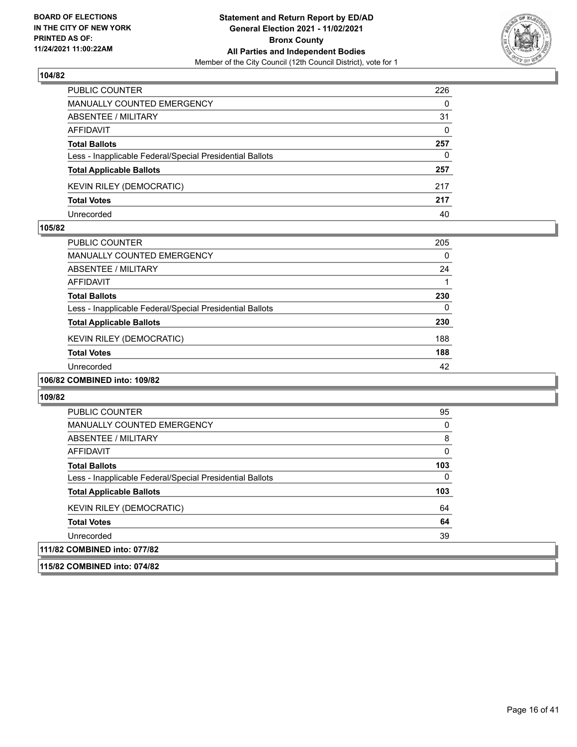**BOARD OF ELECTIONS IN THE CITY OF NEW YORK PRINTED AS OF: 11/24/2021 11:00:22AM**

**Statement and Return Report by ED/AD General Election 2021 - 11/02/2021 Bronx County All Parties and Independent Bodies**
Member of the City Council (12th Council District), vote for 1

### 104/82

| | |
|---|---|
| PUBLIC COUNTER | 226 |
| MANUALLY COUNTED EMERGENCY | 0 |
| ABSENTEE / MILITARY | 31 |
| AFFIDAVIT | 0 |
| **Total Ballots** | **257** |
| Less - Inapplicable Federal/Special Presidential Ballots | 0 |
| **Total Applicable Ballots** | **257** |
| KEVIN RILEY (DEMOCRATIC) | 217 |
| **Total Votes** | **217** |
| Unrecorded | 40 |

### 105/82

| | |
|---|---|
| PUBLIC COUNTER | 205 |
| MANUALLY COUNTED EMERGENCY | 0 |
| ABSENTEE / MILITARY | 24 |
| AFFIDAVIT | 1 |
| **Total Ballots** | **230** |
| Less - Inapplicable Federal/Special Presidential Ballots | 0 |
| **Total Applicable Ballots** | **230** |
| KEVIN RILEY (DEMOCRATIC) | 188 |
| **Total Votes** | **188** |
| Unrecorded | 42 |

### 106/82 COMBINED into: 109/82

### 109/82

| | |
|---|---|
| PUBLIC COUNTER | 95 |
| MANUALLY COUNTED EMERGENCY | 0 |
| ABSENTEE / MILITARY | 8 |
| AFFIDAVIT | 0 |
| **Total Ballots** | **103** |
| Less - Inapplicable Federal/Special Presidential Ballots | 0 |
| **Total Applicable Ballots** | **103** |
| KEVIN RILEY (DEMOCRATIC) | 64 |
| **Total Votes** | **64** |
| Unrecorded | 39 |

### 111/82 COMBINED into: 077/82

### 115/82 COMBINED into: 074/82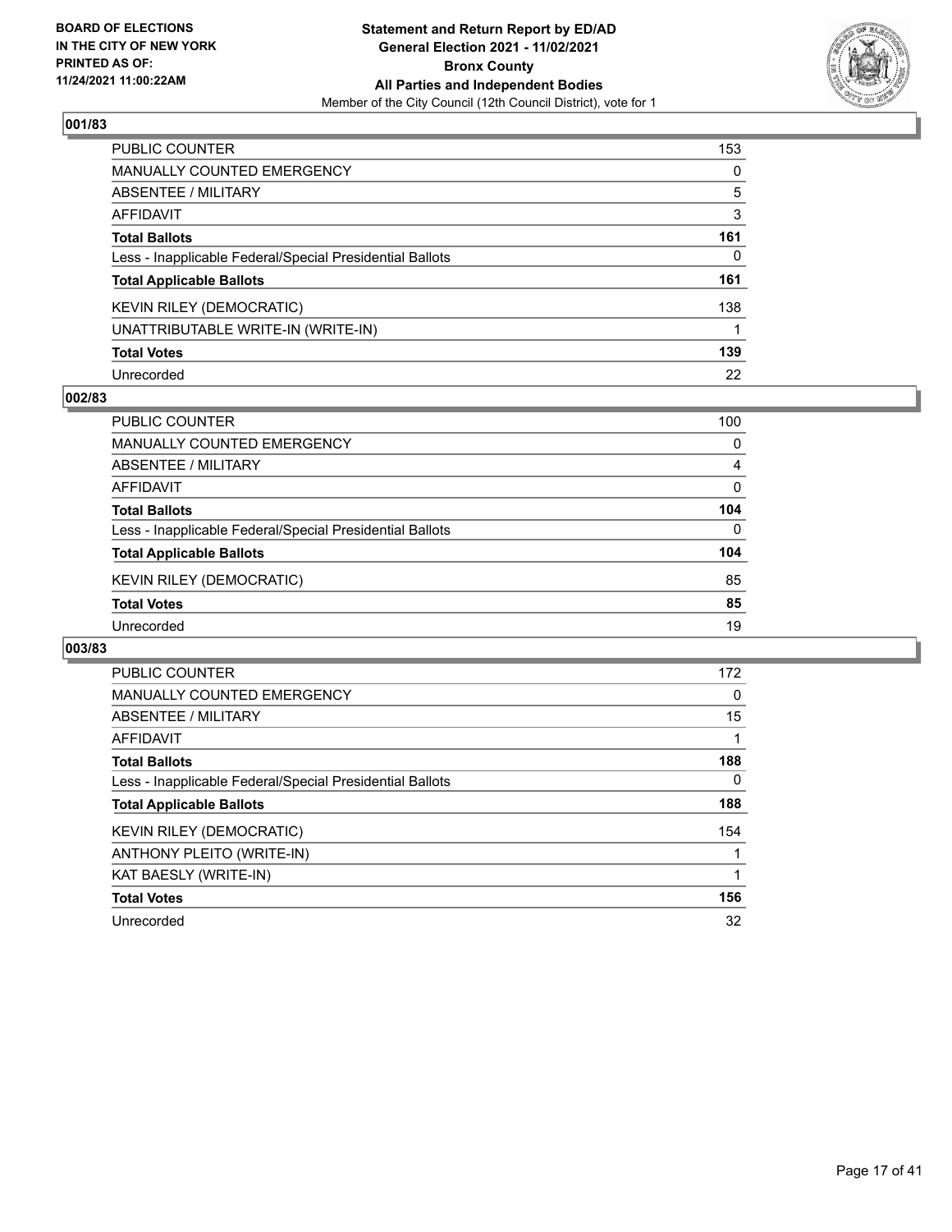BOARD OF ELECTIONS
IN THE CITY OF NEW YORK
PRINTED AS OF:
11/24/2021 11:00:22AM

**Statement and Return Report by ED/AD**
**General Election 2021 - 11/02/2021**
**Bronx County**
**All Parties and Independent Bodies**
Member of the City Council (12th Council District), vote for 1

### 001/83

| | |
|---|---|
| PUBLIC COUNTER | 153 |
| MANUALLY COUNTED EMERGENCY | 0 |
| ABSENTEE / MILITARY | 5 |
| AFFIDAVIT | 3 |
| **Total Ballots** | **161** |
| Less - Inapplicable Federal/Special Presidential Ballots | 0 |
| **Total Applicable Ballots** | **161** |
| KEVIN RILEY (DEMOCRATIC) | 138 |
| UNATTRIBUTABLE WRITE-IN (WRITE-IN) | 1 |
| **Total Votes** | **139** |
| Unrecorded | 22 |

### 002/83

| | |
|---|---|
| PUBLIC COUNTER | 100 |
| MANUALLY COUNTED EMERGENCY | 0 |
| ABSENTEE / MILITARY | 4 |
| AFFIDAVIT | 0 |
| **Total Ballots** | **104** |
| Less - Inapplicable Federal/Special Presidential Ballots | 0 |
| **Total Applicable Ballots** | **104** |
| KEVIN RILEY (DEMOCRATIC) | 85 |
| **Total Votes** | **85** |
| Unrecorded | 19 |

### 003/83

| | |
|---|---|
| PUBLIC COUNTER | 172 |
| MANUALLY COUNTED EMERGENCY | 0 |
| ABSENTEE / MILITARY | 15 |
| AFFIDAVIT | 1 |
| **Total Ballots** | **188** |
| Less - Inapplicable Federal/Special Presidential Ballots | 0 |
| **Total Applicable Ballots** | **188** |
| KEVIN RILEY (DEMOCRATIC) | 154 |
| ANTHONY PLEITO (WRITE-IN) | 1 |
| KAT BAESLY (WRITE-IN) | 1 |
| **Total Votes** | **156** |
| Unrecorded | 32 |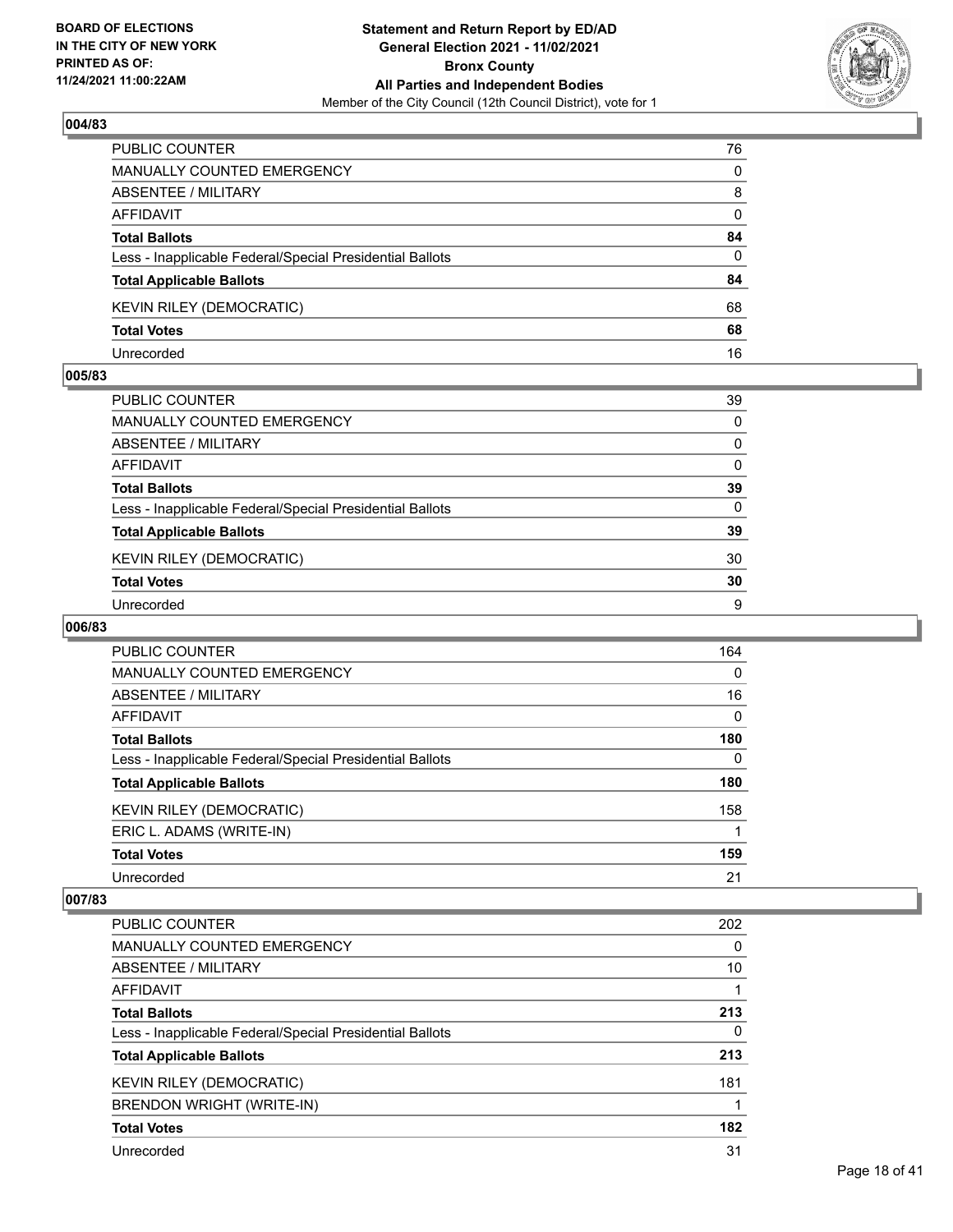**BOARD OF ELECTIONS IN THE CITY OF NEW YORK PRINTED AS OF: 11/24/2021 11:00:22AM**

**Statement and Return Report by ED/AD General Election 2021 - 11/02/2021 Bronx County All Parties and Independent Bodies**
Member of the City Council (12th Council District), vote for 1

### 004/83

| | |
|---|---|
| PUBLIC COUNTER | 76 |
| MANUALLY COUNTED EMERGENCY | 0 |
| ABSENTEE / MILITARY | 8 |
| AFFIDAVIT | 0 |
| **Total Ballots** | **84** |
| Less - Inapplicable Federal/Special Presidential Ballots | 0 |
| **Total Applicable Ballots** | **84** |
| KEVIN RILEY (DEMOCRATIC) | 68 |
| **Total Votes** | **68** |
| Unrecorded | 16 |

### 005/83

| | |
|---|---|
| PUBLIC COUNTER | 39 |
| MANUALLY COUNTED EMERGENCY | 0 |
| ABSENTEE / MILITARY | 0 |
| AFFIDAVIT | 0 |
| **Total Ballots** | **39** |
| Less - Inapplicable Federal/Special Presidential Ballots | 0 |
| **Total Applicable Ballots** | **39** |
| KEVIN RILEY (DEMOCRATIC) | 30 |
| **Total Votes** | **30** |
| Unrecorded | 9 |

### 006/83

| | |
|---|---|
| PUBLIC COUNTER | 164 |
| MANUALLY COUNTED EMERGENCY | 0 |
| ABSENTEE / MILITARY | 16 |
| AFFIDAVIT | 0 |
| **Total Ballots** | **180** |
| Less - Inapplicable Federal/Special Presidential Ballots | 0 |
| **Total Applicable Ballots** | **180** |
| KEVIN RILEY (DEMOCRATIC) | 158 |
| ERIC L. ADAMS (WRITE-IN) | 1 |
| **Total Votes** | **159** |
| Unrecorded | 21 |

### 007/83

| | |
|---|---|
| PUBLIC COUNTER | 202 |
| MANUALLY COUNTED EMERGENCY | 0 |
| ABSENTEE / MILITARY | 10 |
| AFFIDAVIT | 1 |
| **Total Ballots** | **213** |
| Less - Inapplicable Federal/Special Presidential Ballots | 0 |
| **Total Applicable Ballots** | **213** |
| KEVIN RILEY (DEMOCRATIC) | 181 |
| BRENDON WRIGHT (WRITE-IN) | 1 |
| **Total Votes** | **182** |
| Unrecorded | 31 |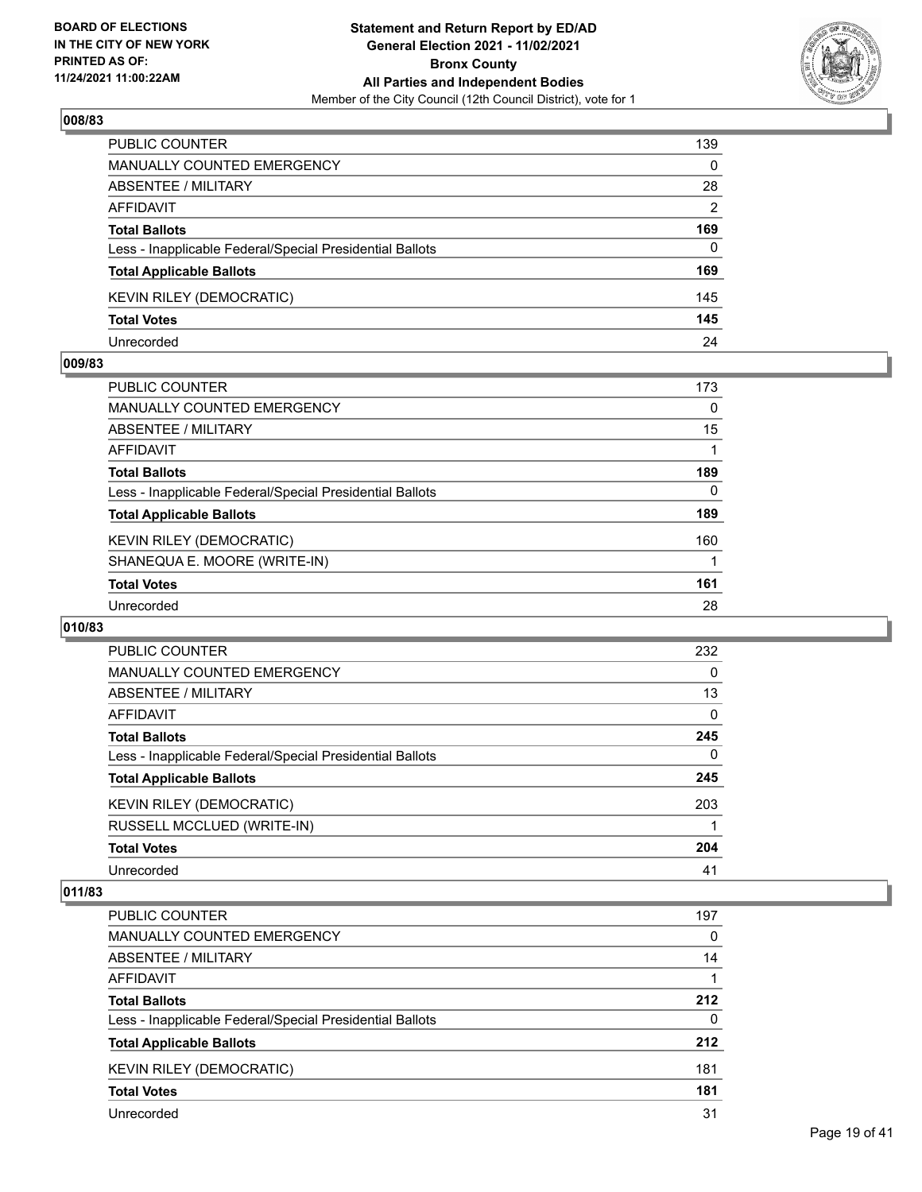BOARD OF ELECTIONS
IN THE CITY OF NEW YORK
PRINTED AS OF:
11/24/2021 11:00:22AM

**Statement and Return Report by ED/AD**
**General Election 2021 - 11/02/2021**
**Bronx County**
**All Parties and Independent Bodies**
Member of the City Council (12th Council District), vote for 1

### 008/83

| | |
|---|---|
| PUBLIC COUNTER | 139 |
| MANUALLY COUNTED EMERGENCY | 0 |
| ABSENTEE / MILITARY | 28 |
| AFFIDAVIT | 2 |
| **Total Ballots** | **169** |
| Less - Inapplicable Federal/Special Presidential Ballots | 0 |
| **Total Applicable Ballots** | **169** |
| KEVIN RILEY (DEMOCRATIC) | 145 |
| **Total Votes** | **145** |
| Unrecorded | 24 |

### 009/83

| | |
|---|---|
| PUBLIC COUNTER | 173 |
| MANUALLY COUNTED EMERGENCY | 0 |
| ABSENTEE / MILITARY | 15 |
| AFFIDAVIT | 1 |
| **Total Ballots** | **189** |
| Less - Inapplicable Federal/Special Presidential Ballots | 0 |
| **Total Applicable Ballots** | **189** |
| KEVIN RILEY (DEMOCRATIC) | 160 |
| SHANEQUA E. MOORE (WRITE-IN) | 1 |
| **Total Votes** | **161** |
| Unrecorded | 28 |

### 010/83

| | |
|---|---|
| PUBLIC COUNTER | 232 |
| MANUALLY COUNTED EMERGENCY | 0 |
| ABSENTEE / MILITARY | 13 |
| AFFIDAVIT | 0 |
| **Total Ballots** | **245** |
| Less - Inapplicable Federal/Special Presidential Ballots | 0 |
| **Total Applicable Ballots** | **245** |
| KEVIN RILEY (DEMOCRATIC) | 203 |
| RUSSELL MCCLUED (WRITE-IN) | 1 |
| **Total Votes** | **204** |
| Unrecorded | 41 |

### 011/83

| | |
|---|---|
| PUBLIC COUNTER | 197 |
| MANUALLY COUNTED EMERGENCY | 0 |
| ABSENTEE / MILITARY | 14 |
| AFFIDAVIT | 1 |
| **Total Ballots** | **212** |
| Less - Inapplicable Federal/Special Presidential Ballots | 0 |
| **Total Applicable Ballots** | **212** |
| KEVIN RILEY (DEMOCRATIC) | 181 |
| **Total Votes** | **181** |
| Unrecorded | 31 |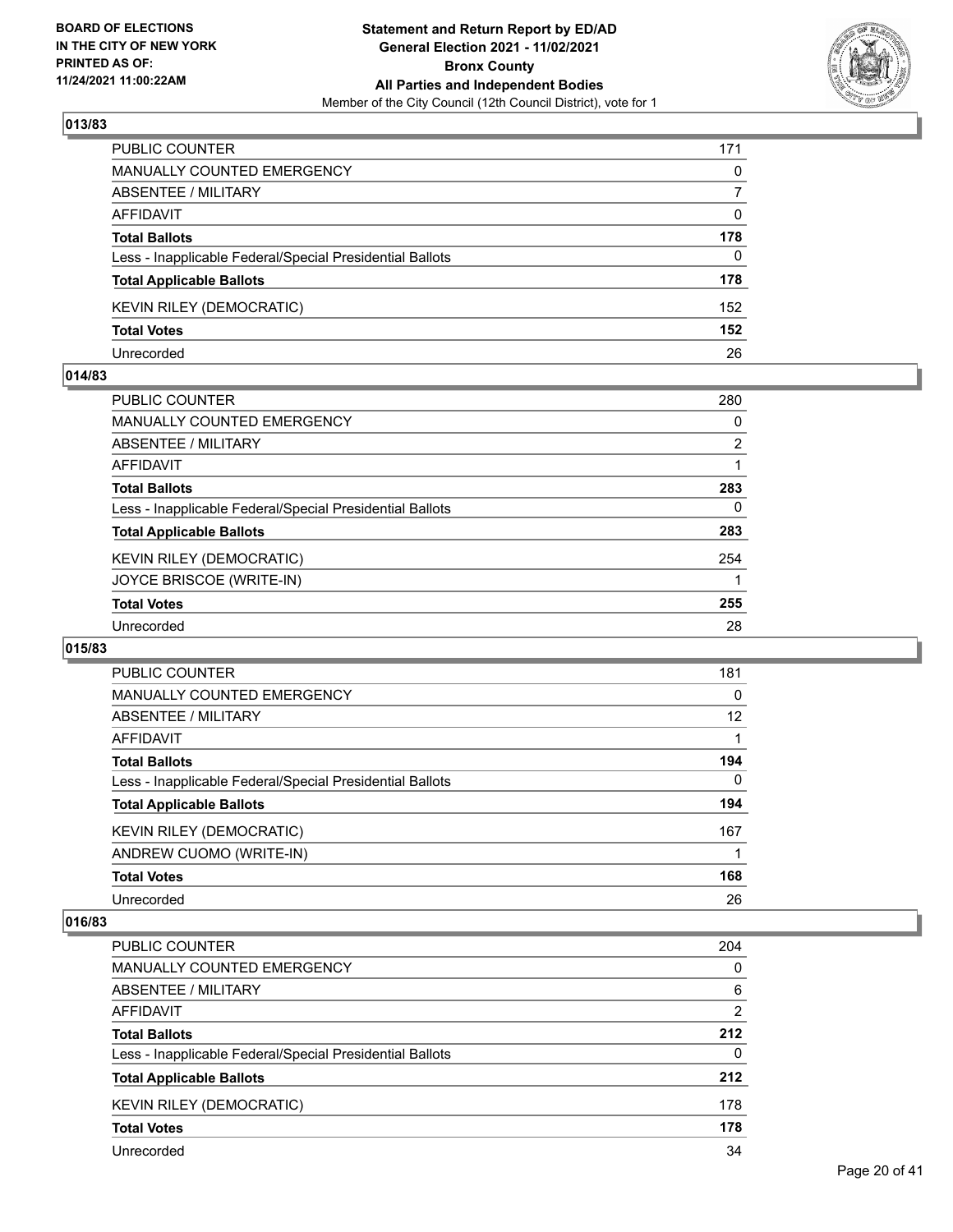## 013/83

| | |
|---|---|
| PUBLIC COUNTER | 171 |
| MANUALLY COUNTED EMERGENCY | 0 |
| ABSENTEE / MILITARY | 7 |
| AFFIDAVIT | 0 |
| **Total Ballots** | **178** |
| Less - Inapplicable Federal/Special Presidential Ballots | 0 |
| **Total Applicable Ballots** | **178** |
| KEVIN RILEY (DEMOCRATIC) | 152 |
| **Total Votes** | **152** |
| Unrecorded | 26 |

## 014/83

| | |
|---|---|
| PUBLIC COUNTER | 280 |
| MANUALLY COUNTED EMERGENCY | 0 |
| ABSENTEE / MILITARY | 2 |
| AFFIDAVIT | 1 |
| **Total Ballots** | **283** |
| Less - Inapplicable Federal/Special Presidential Ballots | 0 |
| **Total Applicable Ballots** | **283** |
| KEVIN RILEY (DEMOCRATIC) | 254 |
| JOYCE BRISCOE (WRITE-IN) | 1 |
| **Total Votes** | **255** |
| Unrecorded | 28 |

## 015/83

| | |
|---|---|
| PUBLIC COUNTER | 181 |
| MANUALLY COUNTED EMERGENCY | 0 |
| ABSENTEE / MILITARY | 12 |
| AFFIDAVIT | 1 |
| **Total Ballots** | **194** |
| Less - Inapplicable Federal/Special Presidential Ballots | 0 |
| **Total Applicable Ballots** | **194** |
| KEVIN RILEY (DEMOCRATIC) | 167 |
| ANDREW CUOMO (WRITE-IN) | 1 |
| **Total Votes** | **168** |
| Unrecorded | 26 |

## 016/83

| | |
|---|---|
| PUBLIC COUNTER | 204 |
| MANUALLY COUNTED EMERGENCY | 0 |
| ABSENTEE / MILITARY | 6 |
| AFFIDAVIT | 2 |
| **Total Ballots** | **212** |
| Less - Inapplicable Federal/Special Presidential Ballots | 0 |
| **Total Applicable Ballots** | **212** |
| KEVIN RILEY (DEMOCRATIC) | 178 |
| **Total Votes** | **178** |
| Unrecorded | 34 |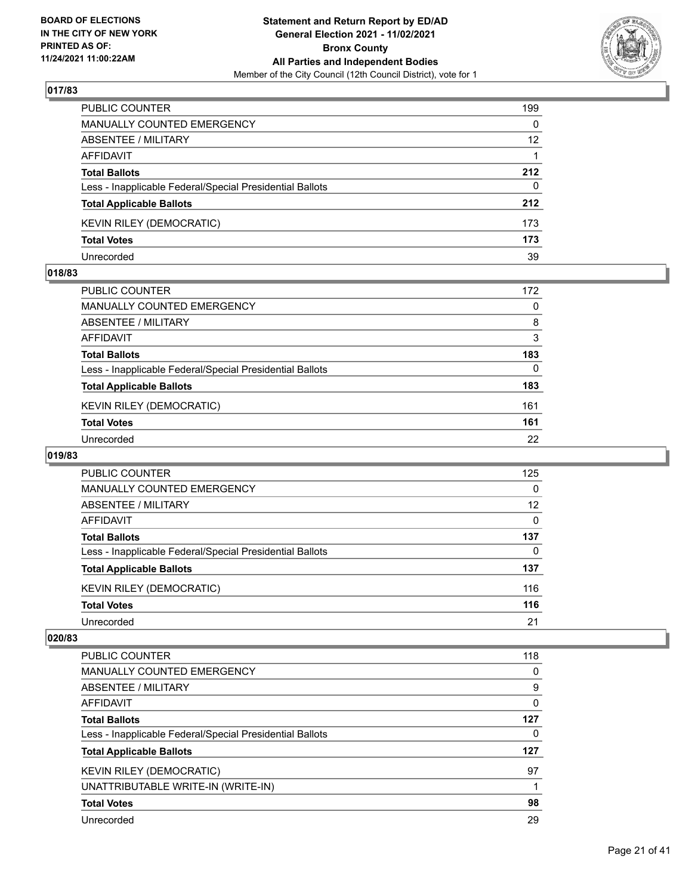## 017/83

| | |
|---|---|
| PUBLIC COUNTER | 199 |
| MANUALLY COUNTED EMERGENCY | 0 |
| ABSENTEE / MILITARY | 12 |
| AFFIDAVIT | 1 |
| **Total Ballots** | **212** |
| Less - Inapplicable Federal/Special Presidential Ballots | 0 |
| **Total Applicable Ballots** | **212** |
| KEVIN RILEY (DEMOCRATIC) | 173 |
| **Total Votes** | **173** |
| Unrecorded | 39 |

## 018/83

| | |
|---|---|
| PUBLIC COUNTER | 172 |
| MANUALLY COUNTED EMERGENCY | 0 |
| ABSENTEE / MILITARY | 8 |
| AFFIDAVIT | 3 |
| **Total Ballots** | **183** |
| Less - Inapplicable Federal/Special Presidential Ballots | 0 |
| **Total Applicable Ballots** | **183** |
| KEVIN RILEY (DEMOCRATIC) | 161 |
| **Total Votes** | **161** |
| Unrecorded | 22 |

## 019/83

| | |
|---|---|
| PUBLIC COUNTER | 125 |
| MANUALLY COUNTED EMERGENCY | 0 |
| ABSENTEE / MILITARY | 12 |
| AFFIDAVIT | 0 |
| **Total Ballots** | **137** |
| Less - Inapplicable Federal/Special Presidential Ballots | 0 |
| **Total Applicable Ballots** | **137** |
| KEVIN RILEY (DEMOCRATIC) | 116 |
| **Total Votes** | **116** |
| Unrecorded | 21 |

## 020/83

| | |
|---|---|
| PUBLIC COUNTER | 118 |
| MANUALLY COUNTED EMERGENCY | 0 |
| ABSENTEE / MILITARY | 9 |
| AFFIDAVIT | 0 |
| **Total Ballots** | **127** |
| Less - Inapplicable Federal/Special Presidential Ballots | 0 |
| **Total Applicable Ballots** | **127** |
| KEVIN RILEY (DEMOCRATIC) | 97 |
| UNATTRIBUTABLE WRITE-IN (WRITE-IN) | 1 |
| **Total Votes** | **98** |
| Unrecorded | 29 |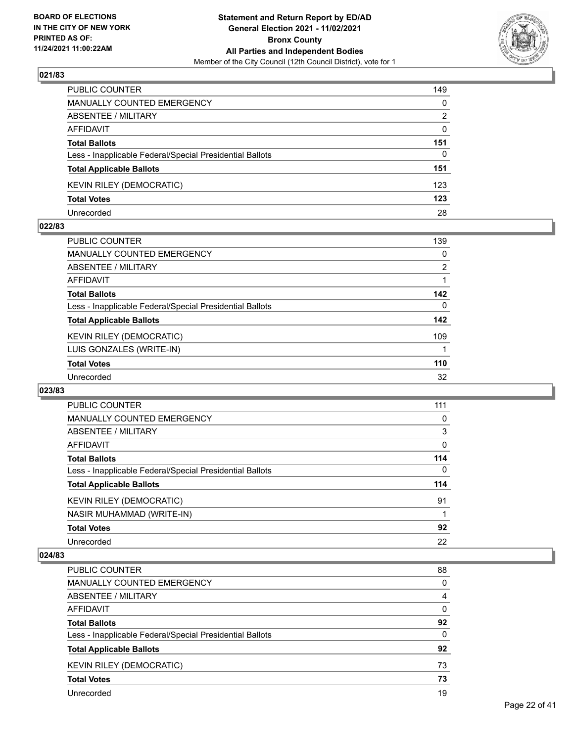**BOARD OF ELECTIONS IN THE CITY OF NEW YORK PRINTED AS OF: 11/24/2021 11:00:22AM**

**Statement and Return Report by ED/AD General Election 2021 - 11/02/2021 Bronx County All Parties and Independent Bodies**

Member of the City Council (12th Council District), vote for 1

### 021/83

| | |
|---|---|
| PUBLIC COUNTER | 149 |
| MANUALLY COUNTED EMERGENCY | 0 |
| ABSENTEE / MILITARY | 2 |
| AFFIDAVIT | 0 |
| **Total Ballots** | **151** |
| Less - Inapplicable Federal/Special Presidential Ballots | 0 |
| **Total Applicable Ballots** | **151** |
| KEVIN RILEY (DEMOCRATIC) | 123 |
| **Total Votes** | **123** |
| Unrecorded | 28 |

### 022/83

| | |
|---|---|
| PUBLIC COUNTER | 139 |
| MANUALLY COUNTED EMERGENCY | 0 |
| ABSENTEE / MILITARY | 2 |
| AFFIDAVIT | 1 |
| **Total Ballots** | **142** |
| Less - Inapplicable Federal/Special Presidential Ballots | 0 |
| **Total Applicable Ballots** | **142** |
| KEVIN RILEY (DEMOCRATIC) | 109 |
| LUIS GONZALES (WRITE-IN) | 1 |
| **Total Votes** | **110** |
| Unrecorded | 32 |

### 023/83

| | |
|---|---|
| PUBLIC COUNTER | 111 |
| MANUALLY COUNTED EMERGENCY | 0 |
| ABSENTEE / MILITARY | 3 |
| AFFIDAVIT | 0 |
| **Total Ballots** | **114** |
| Less - Inapplicable Federal/Special Presidential Ballots | 0 |
| **Total Applicable Ballots** | **114** |
| KEVIN RILEY (DEMOCRATIC) | 91 |
| NASIR MUHAMMAD (WRITE-IN) | 1 |
| **Total Votes** | **92** |
| Unrecorded | 22 |

### 024/83

| | |
|---|---|
| PUBLIC COUNTER | 88 |
| MANUALLY COUNTED EMERGENCY | 0 |
| ABSENTEE / MILITARY | 4 |
| AFFIDAVIT | 0 |
| **Total Ballots** | **92** |
| Less - Inapplicable Federal/Special Presidential Ballots | 0 |
| **Total Applicable Ballots** | **92** |
| KEVIN RILEY (DEMOCRATIC) | 73 |
| **Total Votes** | **73** |
| Unrecorded | 19 |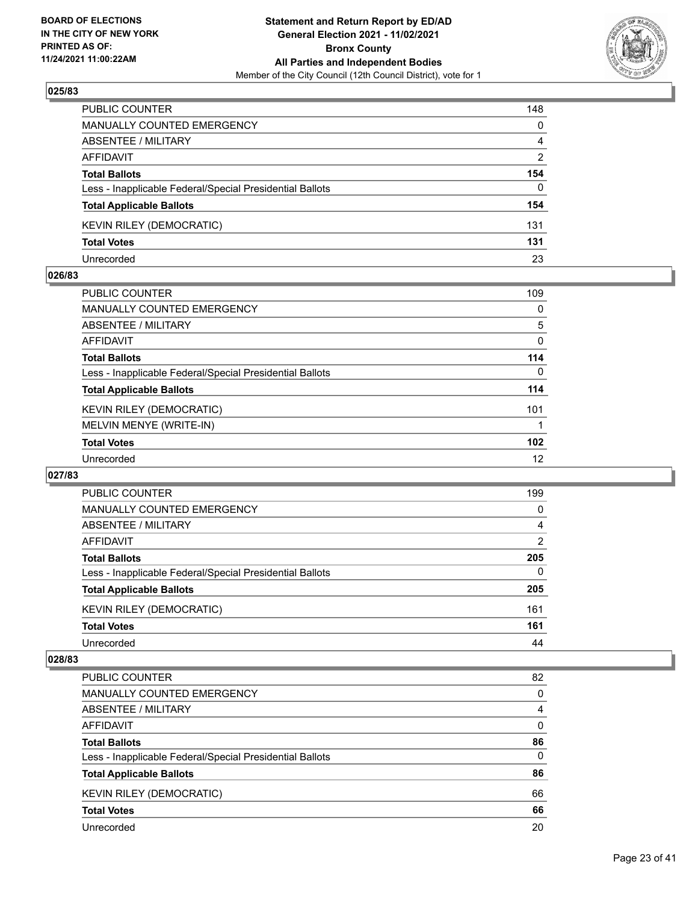**BOARD OF ELECTIONS IN THE CITY OF NEW YORK PRINTED AS OF: 11/24/2021 11:00:22AM**

**Statement and Return Report by ED/AD General Election 2021 - 11/02/2021 Bronx County All Parties and Independent Bodies**

Member of the City Council (12th Council District), vote for 1

### 025/83

| | |
|---|---|
| PUBLIC COUNTER | 148 |
| MANUALLY COUNTED EMERGENCY | 0 |
| ABSENTEE / MILITARY | 4 |
| AFFIDAVIT | 2 |
| **Total Ballots** | **154** |
| Less - Inapplicable Federal/Special Presidential Ballots | 0 |
| **Total Applicable Ballots** | **154** |
| KEVIN RILEY (DEMOCRATIC) | 131 |
| **Total Votes** | **131** |
| Unrecorded | 23 |

### 026/83

| | |
|---|---|
| PUBLIC COUNTER | 109 |
| MANUALLY COUNTED EMERGENCY | 0 |
| ABSENTEE / MILITARY | 5 |
| AFFIDAVIT | 0 |
| **Total Ballots** | **114** |
| Less - Inapplicable Federal/Special Presidential Ballots | 0 |
| **Total Applicable Ballots** | **114** |
| KEVIN RILEY (DEMOCRATIC) | 101 |
| MELVIN MENYE (WRITE-IN) | 1 |
| **Total Votes** | **102** |
| Unrecorded | 12 |

### 027/83

| | |
|---|---|
| PUBLIC COUNTER | 199 |
| MANUALLY COUNTED EMERGENCY | 0 |
| ABSENTEE / MILITARY | 4 |
| AFFIDAVIT | 2 |
| **Total Ballots** | **205** |
| Less - Inapplicable Federal/Special Presidential Ballots | 0 |
| **Total Applicable Ballots** | **205** |
| KEVIN RILEY (DEMOCRATIC) | 161 |
| **Total Votes** | **161** |
| Unrecorded | 44 |

### 028/83

| | |
|---|---|
| PUBLIC COUNTER | 82 |
| MANUALLY COUNTED EMERGENCY | 0 |
| ABSENTEE / MILITARY | 4 |
| AFFIDAVIT | 0 |
| **Total Ballots** | **86** |
| Less - Inapplicable Federal/Special Presidential Ballots | 0 |
| **Total Applicable Ballots** | **86** |
| KEVIN RILEY (DEMOCRATIC) | 66 |
| **Total Votes** | **66** |
| Unrecorded | 20 |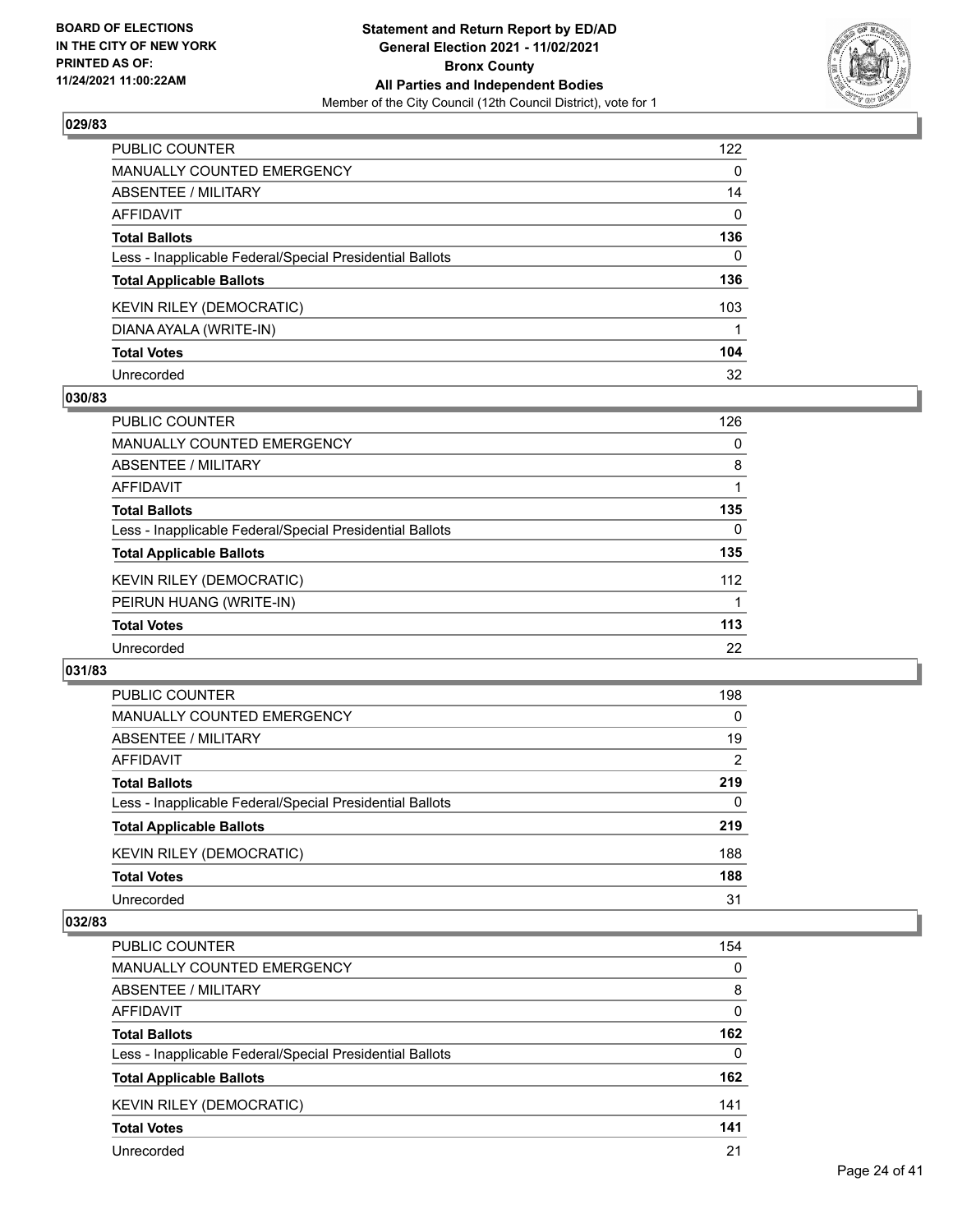**Statement and Return Report by ED/AD**
**General Election 2021 - 11/02/2021**
**Bronx County**
**All Parties and Independent Bodies**
Member of the City Council (12th Council District), vote for 1

BOARD OF ELECTIONS IN THE CITY OF NEW YORK PRINTED AS OF: 11/24/2021 11:00:22AM

### 029/83

| | |
|---|---|
| PUBLIC COUNTER | 122 |
| MANUALLY COUNTED EMERGENCY | 0 |
| ABSENTEE / MILITARY | 14 |
| AFFIDAVIT | 0 |
| **Total Ballots** | **136** |
| Less - Inapplicable Federal/Special Presidential Ballots | 0 |
| **Total Applicable Ballots** | **136** |
| KEVIN RILEY (DEMOCRATIC) | 103 |
| DIANA AYALA (WRITE-IN) | 1 |
| **Total Votes** | **104** |
| Unrecorded | 32 |

### 030/83

| | |
|---|---|
| PUBLIC COUNTER | 126 |
| MANUALLY COUNTED EMERGENCY | 0 |
| ABSENTEE / MILITARY | 8 |
| AFFIDAVIT | 1 |
| **Total Ballots** | **135** |
| Less - Inapplicable Federal/Special Presidential Ballots | 0 |
| **Total Applicable Ballots** | **135** |
| KEVIN RILEY (DEMOCRATIC) | 112 |
| PEIRUN HUANG (WRITE-IN) | 1 |
| **Total Votes** | **113** |
| Unrecorded | 22 |

### 031/83

| | |
|---|---|
| PUBLIC COUNTER | 198 |
| MANUALLY COUNTED EMERGENCY | 0 |
| ABSENTEE / MILITARY | 19 |
| AFFIDAVIT | 2 |
| **Total Ballots** | **219** |
| Less - Inapplicable Federal/Special Presidential Ballots | 0 |
| **Total Applicable Ballots** | **219** |
| KEVIN RILEY (DEMOCRATIC) | 188 |
| **Total Votes** | **188** |
| Unrecorded | 31 |

### 032/83

| | |
|---|---|
| PUBLIC COUNTER | 154 |
| MANUALLY COUNTED EMERGENCY | 0 |
| ABSENTEE / MILITARY | 8 |
| AFFIDAVIT | 0 |
| **Total Ballots** | **162** |
| Less - Inapplicable Federal/Special Presidential Ballots | 0 |
| **Total Applicable Ballots** | **162** |
| KEVIN RILEY (DEMOCRATIC) | 141 |
| **Total Votes** | **141** |
| Unrecorded | 21 |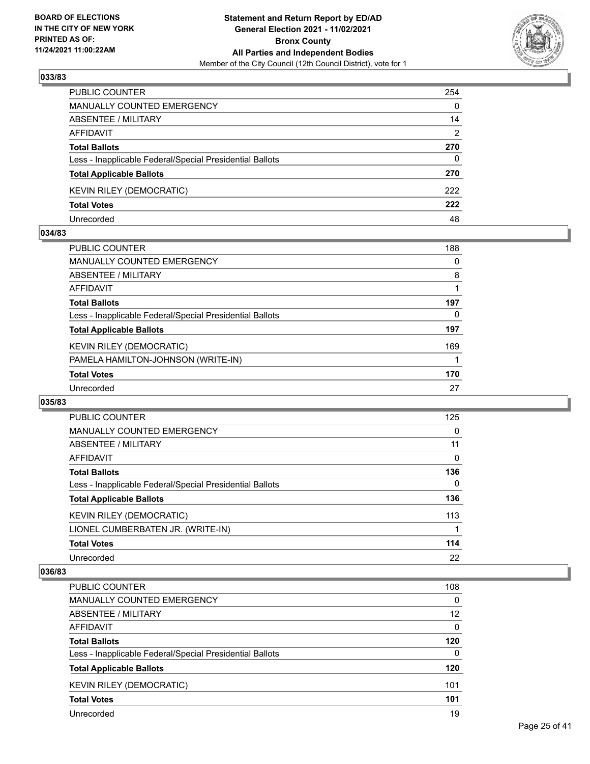**BOARD OF ELECTIONS IN THE CITY OF NEW YORK PRINTED AS OF: 11/24/2021 11:00:22AM**

**Statement and Return Report by ED/AD General Election 2021 - 11/02/2021 Bronx County All Parties and Independent Bodies**

Member of the City Council (12th Council District), vote for 1

## 033/83

| | |
|---|---|
| PUBLIC COUNTER | 254 |
| MANUALLY COUNTED EMERGENCY | 0 |
| ABSENTEE / MILITARY | 14 |
| AFFIDAVIT | 2 |
| **Total Ballots** | **270** |
| Less - Inapplicable Federal/Special Presidential Ballots | 0 |
| **Total Applicable Ballots** | **270** |
| KEVIN RILEY (DEMOCRATIC) | 222 |
| **Total Votes** | **222** |
| Unrecorded | 48 |

## 034/83

| | |
|---|---|
| PUBLIC COUNTER | 188 |
| MANUALLY COUNTED EMERGENCY | 0 |
| ABSENTEE / MILITARY | 8 |
| AFFIDAVIT | 1 |
| **Total Ballots** | **197** |
| Less - Inapplicable Federal/Special Presidential Ballots | 0 |
| **Total Applicable Ballots** | **197** |
| KEVIN RILEY (DEMOCRATIC) | 169 |
| PAMELA HAMILTON-JOHNSON (WRITE-IN) | 1 |
| **Total Votes** | **170** |
| Unrecorded | 27 |

## 035/83

| | |
|---|---|
| PUBLIC COUNTER | 125 |
| MANUALLY COUNTED EMERGENCY | 0 |
| ABSENTEE / MILITARY | 11 |
| AFFIDAVIT | 0 |
| **Total Ballots** | **136** |
| Less - Inapplicable Federal/Special Presidential Ballots | 0 |
| **Total Applicable Ballots** | **136** |
| KEVIN RILEY (DEMOCRATIC) | 113 |
| LIONEL CUMBERBATEN JR. (WRITE-IN) | 1 |
| **Total Votes** | **114** |
| Unrecorded | 22 |

## 036/83

| | |
|---|---|
| PUBLIC COUNTER | 108 |
| MANUALLY COUNTED EMERGENCY | 0 |
| ABSENTEE / MILITARY | 12 |
| AFFIDAVIT | 0 |
| **Total Ballots** | **120** |
| Less - Inapplicable Federal/Special Presidential Ballots | 0 |
| **Total Applicable Ballots** | **120** |
| KEVIN RILEY (DEMOCRATIC) | 101 |
| **Total Votes** | **101** |
| Unrecorded | 19 |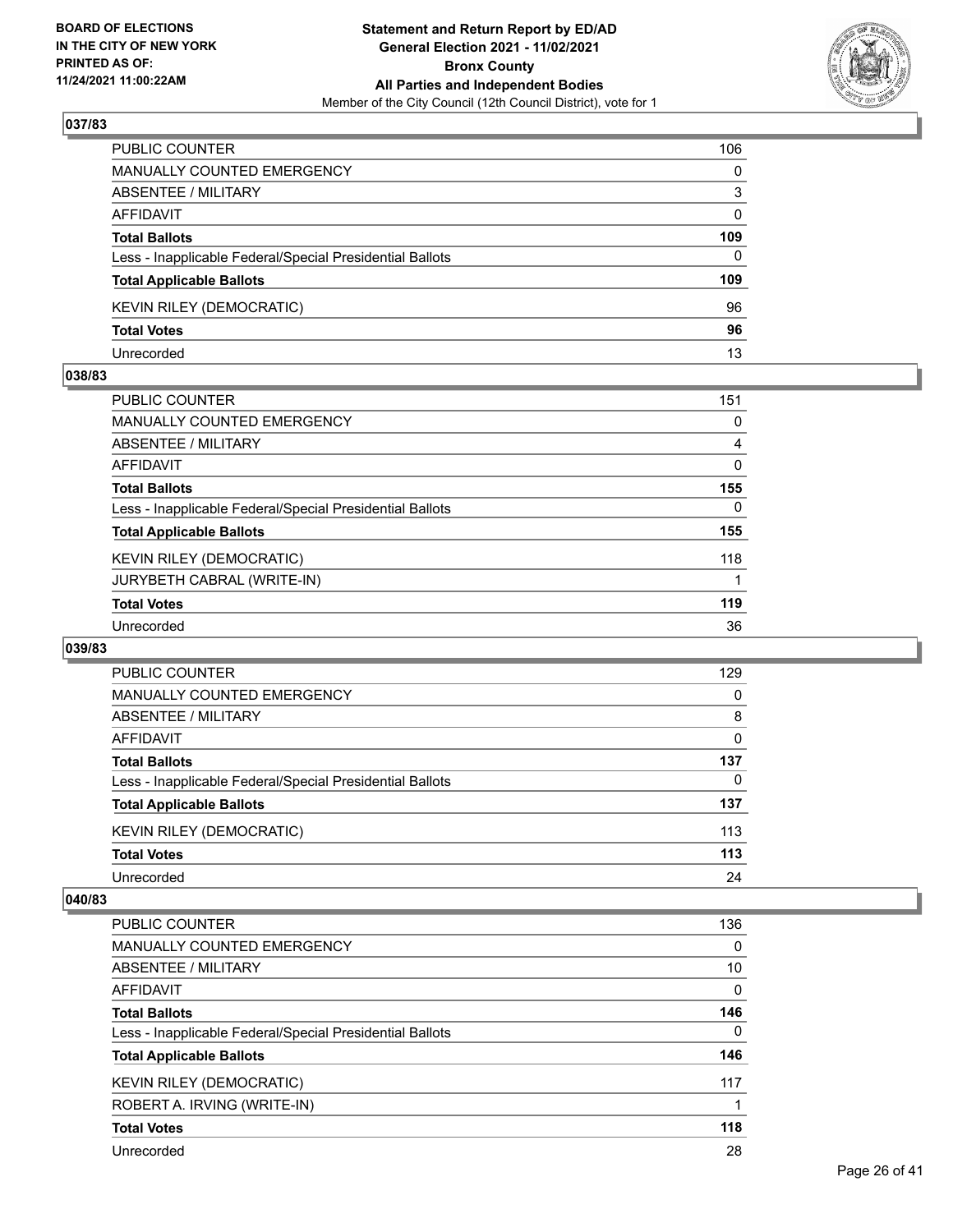**BOARD OF ELECTIONS IN THE CITY OF NEW YORK PRINTED AS OF: 11/24/2021 11:00:22AM**

**Statement and Return Report by ED/AD General Election 2021 - 11/02/2021 Bronx County All Parties and Independent Bodies**
Member of the City Council (12th Council District), vote for 1

## 037/83

| | |
|---|---|
| PUBLIC COUNTER | 106 |
| MANUALLY COUNTED EMERGENCY | 0 |
| ABSENTEE / MILITARY | 3 |
| AFFIDAVIT | 0 |
| **Total Ballots** | **109** |
| Less - Inapplicable Federal/Special Presidential Ballots | 0 |
| **Total Applicable Ballots** | **109** |
| KEVIN RILEY (DEMOCRATIC) | 96 |
| **Total Votes** | **96** |
| Unrecorded | 13 |

## 038/83

| | |
|---|---|
| PUBLIC COUNTER | 151 |
| MANUALLY COUNTED EMERGENCY | 0 |
| ABSENTEE / MILITARY | 4 |
| AFFIDAVIT | 0 |
| **Total Ballots** | **155** |
| Less - Inapplicable Federal/Special Presidential Ballots | 0 |
| **Total Applicable Ballots** | **155** |
| KEVIN RILEY (DEMOCRATIC) | 118 |
| JURYBETH CABRAL (WRITE-IN) | 1 |
| **Total Votes** | **119** |
| Unrecorded | 36 |

## 039/83

| | |
|---|---|
| PUBLIC COUNTER | 129 |
| MANUALLY COUNTED EMERGENCY | 0 |
| ABSENTEE / MILITARY | 8 |
| AFFIDAVIT | 0 |
| **Total Ballots** | **137** |
| Less - Inapplicable Federal/Special Presidential Ballots | 0 |
| **Total Applicable Ballots** | **137** |
| KEVIN RILEY (DEMOCRATIC) | 113 |
| **Total Votes** | **113** |
| Unrecorded | 24 |

## 040/83

| | |
|---|---|
| PUBLIC COUNTER | 136 |
| MANUALLY COUNTED EMERGENCY | 0 |
| ABSENTEE / MILITARY | 10 |
| AFFIDAVIT | 0 |
| **Total Ballots** | **146** |
| Less - Inapplicable Federal/Special Presidential Ballots | 0 |
| **Total Applicable Ballots** | **146** |
| KEVIN RILEY (DEMOCRATIC) | 117 |
| ROBERT A. IRVING (WRITE-IN) | 1 |
| **Total Votes** | **118** |
| Unrecorded | 28 |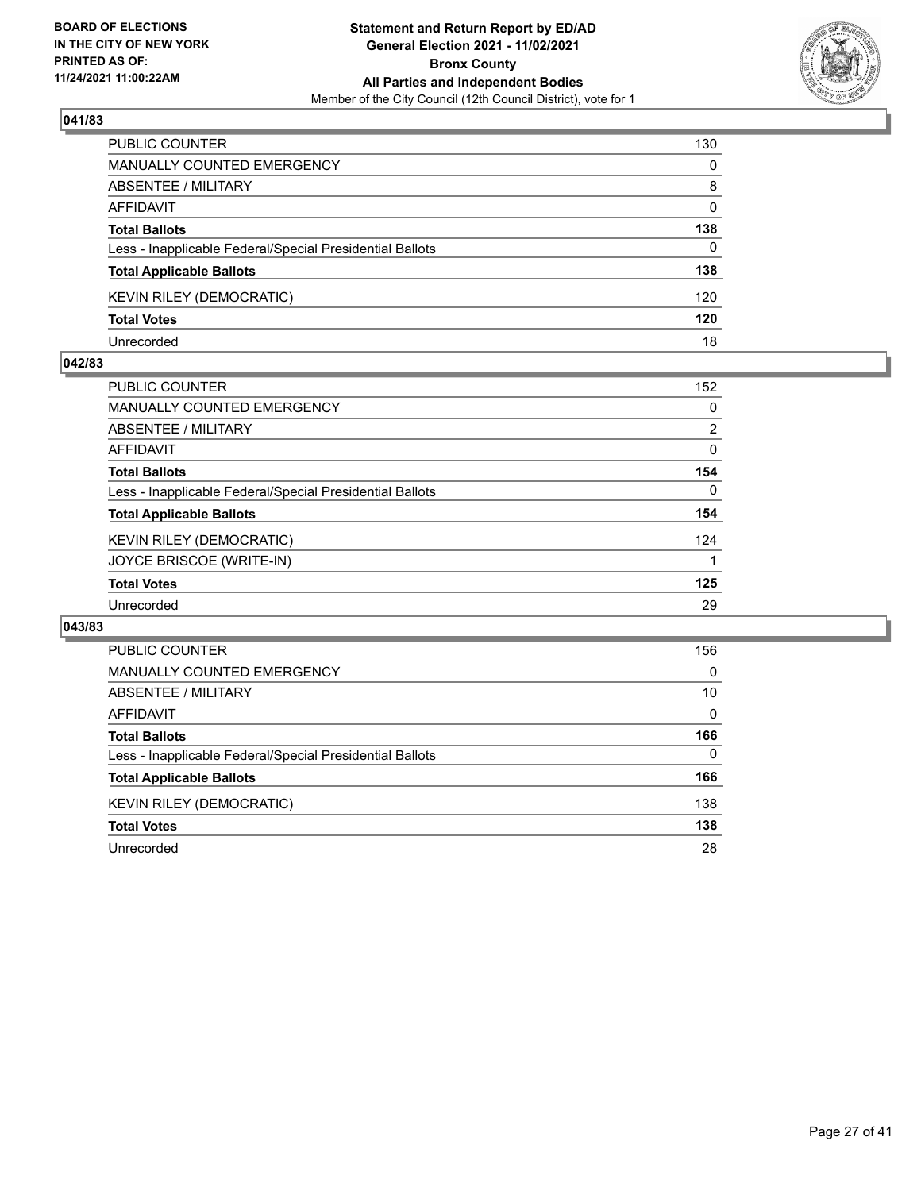**BOARD OF ELECTIONS IN THE CITY OF NEW YORK PRINTED AS OF: 11/24/2021 11:00:22AM**

**Statement and Return Report by ED/AD General Election 2021 - 11/02/2021 Bronx County All Parties and Independent Bodies**

Member of the City Council (12th Council District), vote for 1

## 041/83

| | |
|---|---|
| PUBLIC COUNTER | 130 |
| MANUALLY COUNTED EMERGENCY | 0 |
| ABSENTEE / MILITARY | 8 |
| AFFIDAVIT | 0 |
| **Total Ballots** | **138** |
| Less - Inapplicable Federal/Special Presidential Ballots | 0 |
| **Total Applicable Ballots** | **138** |
| KEVIN RILEY (DEMOCRATIC) | 120 |
| **Total Votes** | **120** |
| Unrecorded | 18 |

## 042/83

| | |
|---|---|
| PUBLIC COUNTER | 152 |
| MANUALLY COUNTED EMERGENCY | 0 |
| ABSENTEE / MILITARY | 2 |
| AFFIDAVIT | 0 |
| **Total Ballots** | **154** |
| Less - Inapplicable Federal/Special Presidential Ballots | 0 |
| **Total Applicable Ballots** | **154** |
| KEVIN RILEY (DEMOCRATIC) | 124 |
| JOYCE BRISCOE (WRITE-IN) | 1 |
| **Total Votes** | **125** |
| Unrecorded | 29 |

## 043/83

| | |
|---|---|
| PUBLIC COUNTER | 156 |
| MANUALLY COUNTED EMERGENCY | 0 |
| ABSENTEE / MILITARY | 10 |
| AFFIDAVIT | 0 |
| **Total Ballots** | **166** |
| Less - Inapplicable Federal/Special Presidential Ballots | 0 |
| **Total Applicable Ballots** | **166** |
| KEVIN RILEY (DEMOCRATIC) | 138 |
| **Total Votes** | **138** |
| Unrecorded | 28 |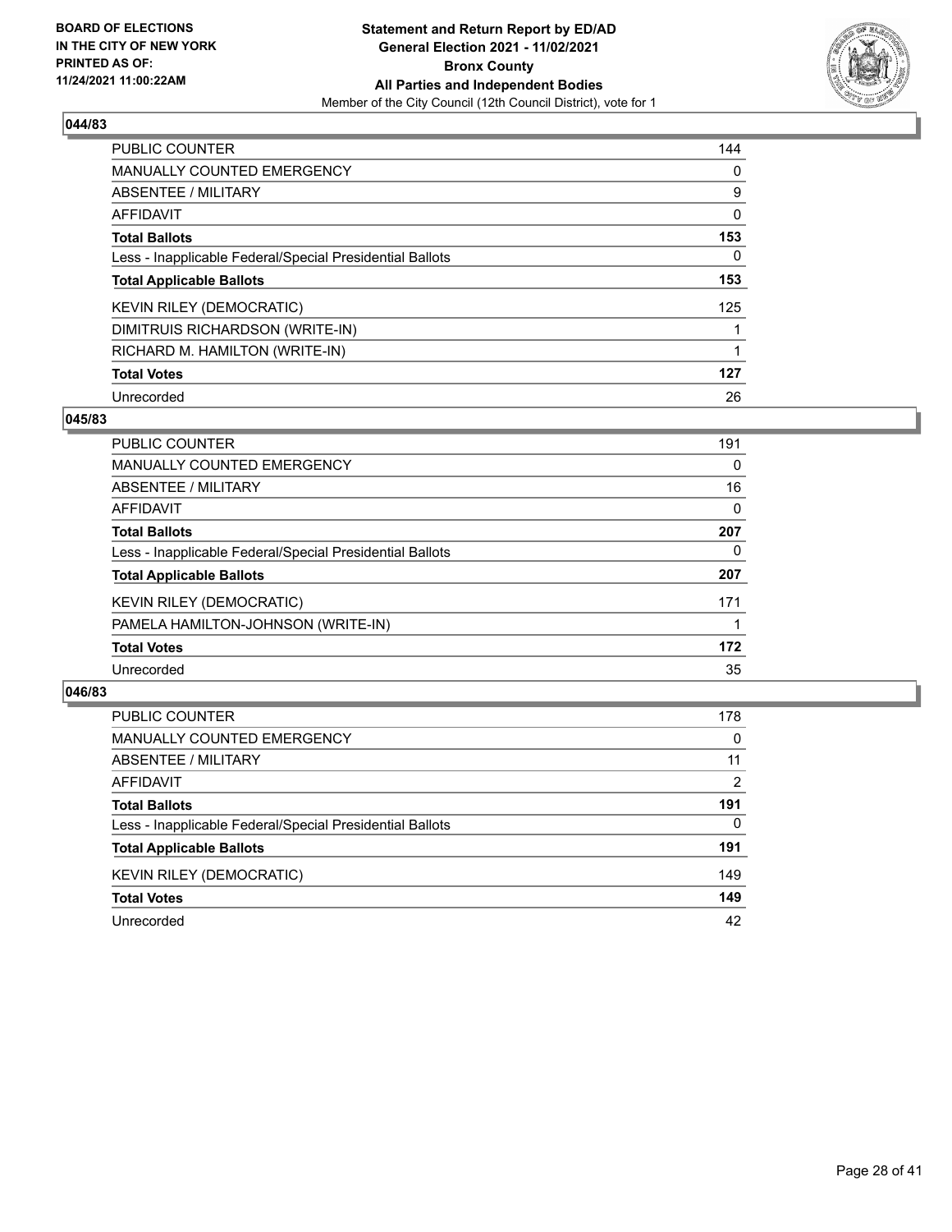BOARD OF ELECTIONS
IN THE CITY OF NEW YORK
PRINTED AS OF:
11/24/2021 11:00:22AM

**Statement and Return Report by ED/AD**
**General Election 2021 - 11/02/2021**
**Bronx County**
**All Parties and Independent Bodies**
Member of the City Council (12th Council District), vote for 1

### 044/83

| | |
|---|---|
| PUBLIC COUNTER | 144 |
| MANUALLY COUNTED EMERGENCY | 0 |
| ABSENTEE / MILITARY | 9 |
| AFFIDAVIT | 0 |
| **Total Ballots** | **153** |
| Less - Inapplicable Federal/Special Presidential Ballots | 0 |
| **Total Applicable Ballots** | **153** |
| KEVIN RILEY (DEMOCRATIC) | 125 |
| DIMITRUIS RICHARDSON (WRITE-IN) | 1 |
| RICHARD M. HAMILTON (WRITE-IN) | 1 |
| **Total Votes** | **127** |
| Unrecorded | 26 |

### 045/83

| | |
|---|---|
| PUBLIC COUNTER | 191 |
| MANUALLY COUNTED EMERGENCY | 0 |
| ABSENTEE / MILITARY | 16 |
| AFFIDAVIT | 0 |
| **Total Ballots** | **207** |
| Less - Inapplicable Federal/Special Presidential Ballots | 0 |
| **Total Applicable Ballots** | **207** |
| KEVIN RILEY (DEMOCRATIC) | 171 |
| PAMELA HAMILTON-JOHNSON (WRITE-IN) | 1 |
| **Total Votes** | **172** |
| Unrecorded | 35 |

### 046/83

| | |
|---|---|
| PUBLIC COUNTER | 178 |
| MANUALLY COUNTED EMERGENCY | 0 |
| ABSENTEE / MILITARY | 11 |
| AFFIDAVIT | 2 |
| **Total Ballots** | **191** |
| Less - Inapplicable Federal/Special Presidential Ballots | 0 |
| **Total Applicable Ballots** | **191** |
| KEVIN RILEY (DEMOCRATIC) | 149 |
| **Total Votes** | **149** |
| Unrecorded | 42 |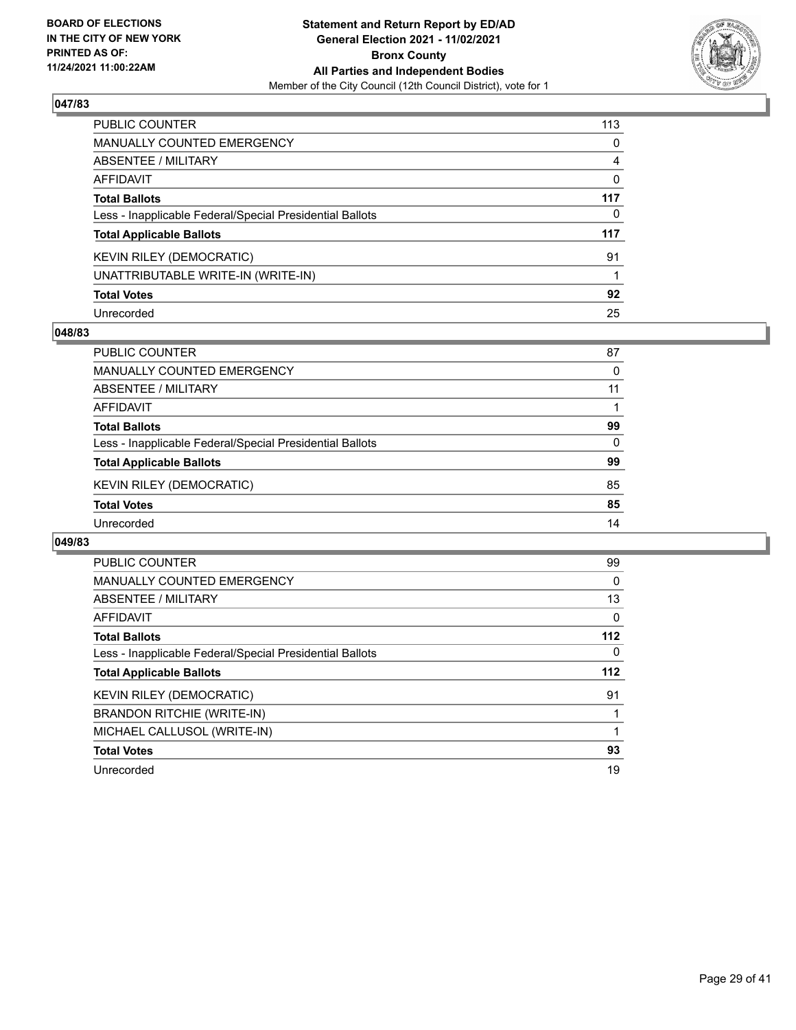**BOARD OF ELECTIONS IN THE CITY OF NEW YORK PRINTED AS OF: 11/24/2021 11:00:22AM**

**Statement and Return Report by ED/AD General Election 2021 - 11/02/2021 Bronx County All Parties and Independent Bodies**
Member of the City Council (12th Council District), vote for 1

## 047/83

| | |
|---|---|
| PUBLIC COUNTER | 113 |
| MANUALLY COUNTED EMERGENCY | 0 |
| ABSENTEE / MILITARY | 4 |
| AFFIDAVIT | 0 |
| **Total Ballots** | **117** |
| Less - Inapplicable Federal/Special Presidential Ballots | 0 |
| **Total Applicable Ballots** | **117** |
| KEVIN RILEY (DEMOCRATIC) | 91 |
| UNATTRIBUTABLE WRITE-IN (WRITE-IN) | 1 |
| **Total Votes** | **92** |
| Unrecorded | 25 |

## 048/83

| | |
|---|---|
| PUBLIC COUNTER | 87 |
| MANUALLY COUNTED EMERGENCY | 0 |
| ABSENTEE / MILITARY | 11 |
| AFFIDAVIT | 1 |
| **Total Ballots** | **99** |
| Less - Inapplicable Federal/Special Presidential Ballots | 0 |
| **Total Applicable Ballots** | **99** |
| KEVIN RILEY (DEMOCRATIC) | 85 |
| **Total Votes** | **85** |
| Unrecorded | 14 |

## 049/83

| | |
|---|---|
| PUBLIC COUNTER | 99 |
| MANUALLY COUNTED EMERGENCY | 0 |
| ABSENTEE / MILITARY | 13 |
| AFFIDAVIT | 0 |
| **Total Ballots** | **112** |
| Less - Inapplicable Federal/Special Presidential Ballots | 0 |
| **Total Applicable Ballots** | **112** |
| KEVIN RILEY (DEMOCRATIC) | 91 |
| BRANDON RITCHIE (WRITE-IN) | 1 |
| MICHAEL CALLUSOL (WRITE-IN) | 1 |
| **Total Votes** | **93** |
| Unrecorded | 19 |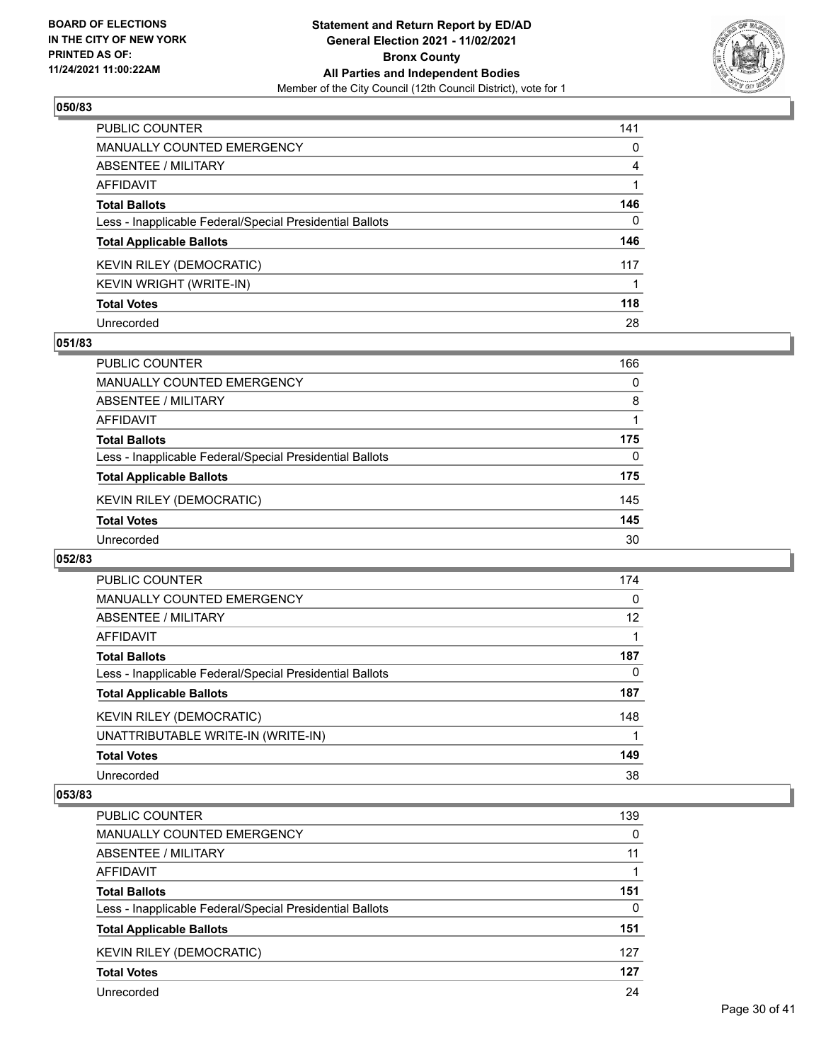**Statement and Return Report by ED/AD**
**General Election 2021 - 11/02/2021**
**Bronx County**
**All Parties and Independent Bodies**
Member of the City Council (12th Council District), vote for 1

BOARD OF ELECTIONS
IN THE CITY OF NEW YORK
PRINTED AS OF:
11/24/2021 11:00:22AM

### 050/83

| | |
|---|---|
| PUBLIC COUNTER | 141 |
| MANUALLY COUNTED EMERGENCY | 0 |
| ABSENTEE / MILITARY | 4 |
| AFFIDAVIT | 1 |
| **Total Ballots** | **146** |
| Less - Inapplicable Federal/Special Presidential Ballots | 0 |
| **Total Applicable Ballots** | **146** |
| KEVIN RILEY (DEMOCRATIC) | 117 |
| KEVIN WRIGHT (WRITE-IN) | 1 |
| **Total Votes** | **118** |
| Unrecorded | 28 |

### 051/83

| | |
|---|---|
| PUBLIC COUNTER | 166 |
| MANUALLY COUNTED EMERGENCY | 0 |
| ABSENTEE / MILITARY | 8 |
| AFFIDAVIT | 1 |
| **Total Ballots** | **175** |
| Less - Inapplicable Federal/Special Presidential Ballots | 0 |
| **Total Applicable Ballots** | **175** |
| KEVIN RILEY (DEMOCRATIC) | 145 |
| **Total Votes** | **145** |
| Unrecorded | 30 |

### 052/83

| | |
|---|---|
| PUBLIC COUNTER | 174 |
| MANUALLY COUNTED EMERGENCY | 0 |
| ABSENTEE / MILITARY | 12 |
| AFFIDAVIT | 1 |
| **Total Ballots** | **187** |
| Less - Inapplicable Federal/Special Presidential Ballots | 0 |
| **Total Applicable Ballots** | **187** |
| KEVIN RILEY (DEMOCRATIC) | 148 |
| UNATTRIBUTABLE WRITE-IN (WRITE-IN) | 1 |
| **Total Votes** | **149** |
| Unrecorded | 38 |

### 053/83

| | |
|---|---|
| PUBLIC COUNTER | 139 |
| MANUALLY COUNTED EMERGENCY | 0 |
| ABSENTEE / MILITARY | 11 |
| AFFIDAVIT | 1 |
| **Total Ballots** | **151** |
| Less - Inapplicable Federal/Special Presidential Ballots | 0 |
| **Total Applicable Ballots** | **151** |
| KEVIN RILEY (DEMOCRATIC) | 127 |
| **Total Votes** | **127** |
| Unrecorded | 24 |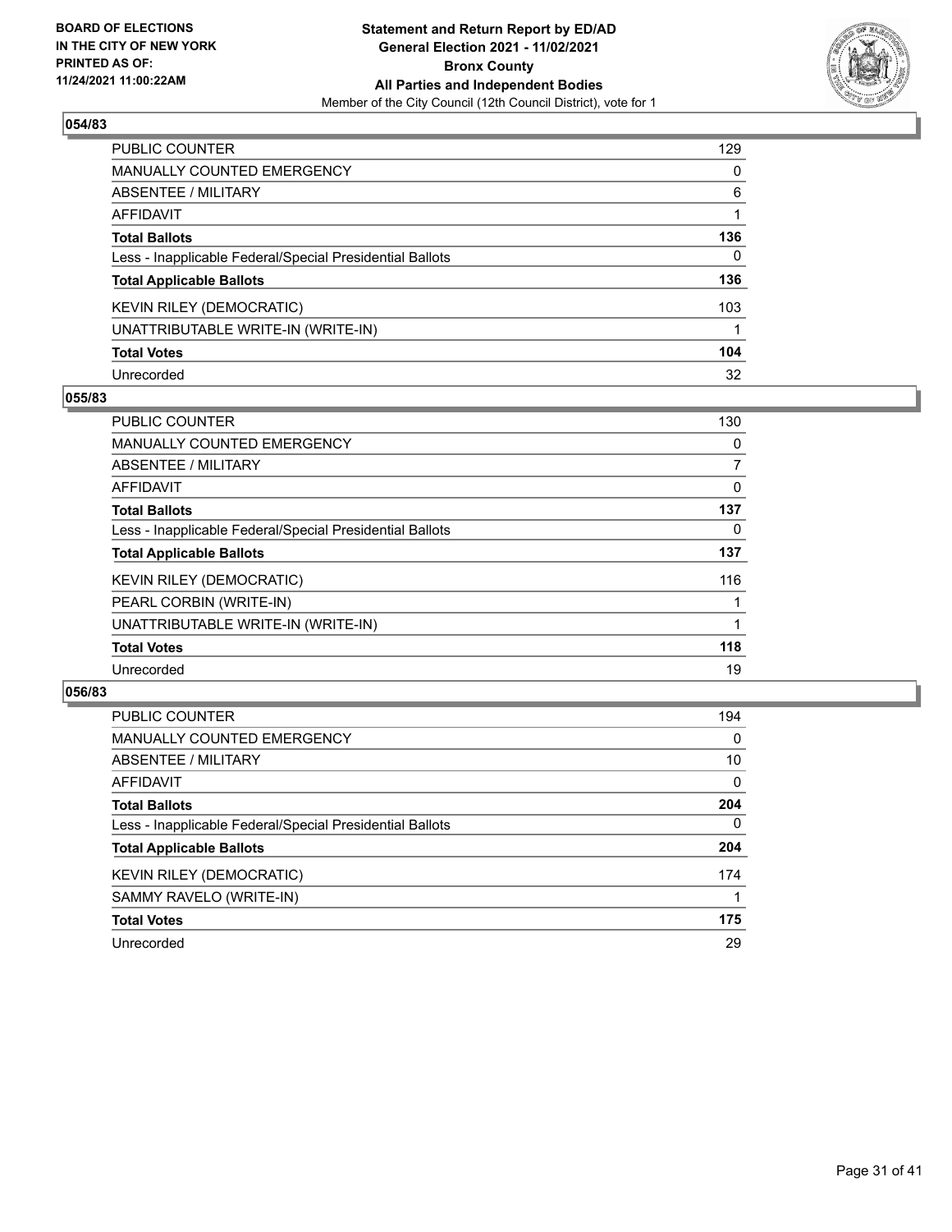BOARD OF ELECTIONS
IN THE CITY OF NEW YORK
PRINTED AS OF:
11/24/2021 11:00:22AM

**Statement and Return Report by ED/AD**
**General Election 2021 - 11/02/2021**
**Bronx County**
**All Parties and Independent Bodies**
Member of the City Council (12th Council District), vote for 1

### 054/83

| | |
|---|---|
| PUBLIC COUNTER | 129 |
| MANUALLY COUNTED EMERGENCY | 0 |
| ABSENTEE / MILITARY | 6 |
| AFFIDAVIT | 1 |
| **Total Ballots** | **136** |
| Less - Inapplicable Federal/Special Presidential Ballots | 0 |
| **Total Applicable Ballots** | **136** |
| KEVIN RILEY (DEMOCRATIC) | 103 |
| UNATTRIBUTABLE WRITE-IN (WRITE-IN) | 1 |
| **Total Votes** | **104** |
| Unrecorded | 32 |

### 055/83

| | |
|---|---|
| PUBLIC COUNTER | 130 |
| MANUALLY COUNTED EMERGENCY | 0 |
| ABSENTEE / MILITARY | 7 |
| AFFIDAVIT | 0 |
| **Total Ballots** | **137** |
| Less - Inapplicable Federal/Special Presidential Ballots | 0 |
| **Total Applicable Ballots** | **137** |
| KEVIN RILEY (DEMOCRATIC) | 116 |
| PEARL CORBIN (WRITE-IN) | 1 |
| UNATTRIBUTABLE WRITE-IN (WRITE-IN) | 1 |
| **Total Votes** | **118** |
| Unrecorded | 19 |

### 056/83

| | |
|---|---|
| PUBLIC COUNTER | 194 |
| MANUALLY COUNTED EMERGENCY | 0 |
| ABSENTEE / MILITARY | 10 |
| AFFIDAVIT | 0 |
| **Total Ballots** | **204** |
| Less - Inapplicable Federal/Special Presidential Ballots | 0 |
| **Total Applicable Ballots** | **204** |
| KEVIN RILEY (DEMOCRATIC) | 174 |
| SAMMY RAVELO (WRITE-IN) | 1 |
| **Total Votes** | **175** |
| Unrecorded | 29 |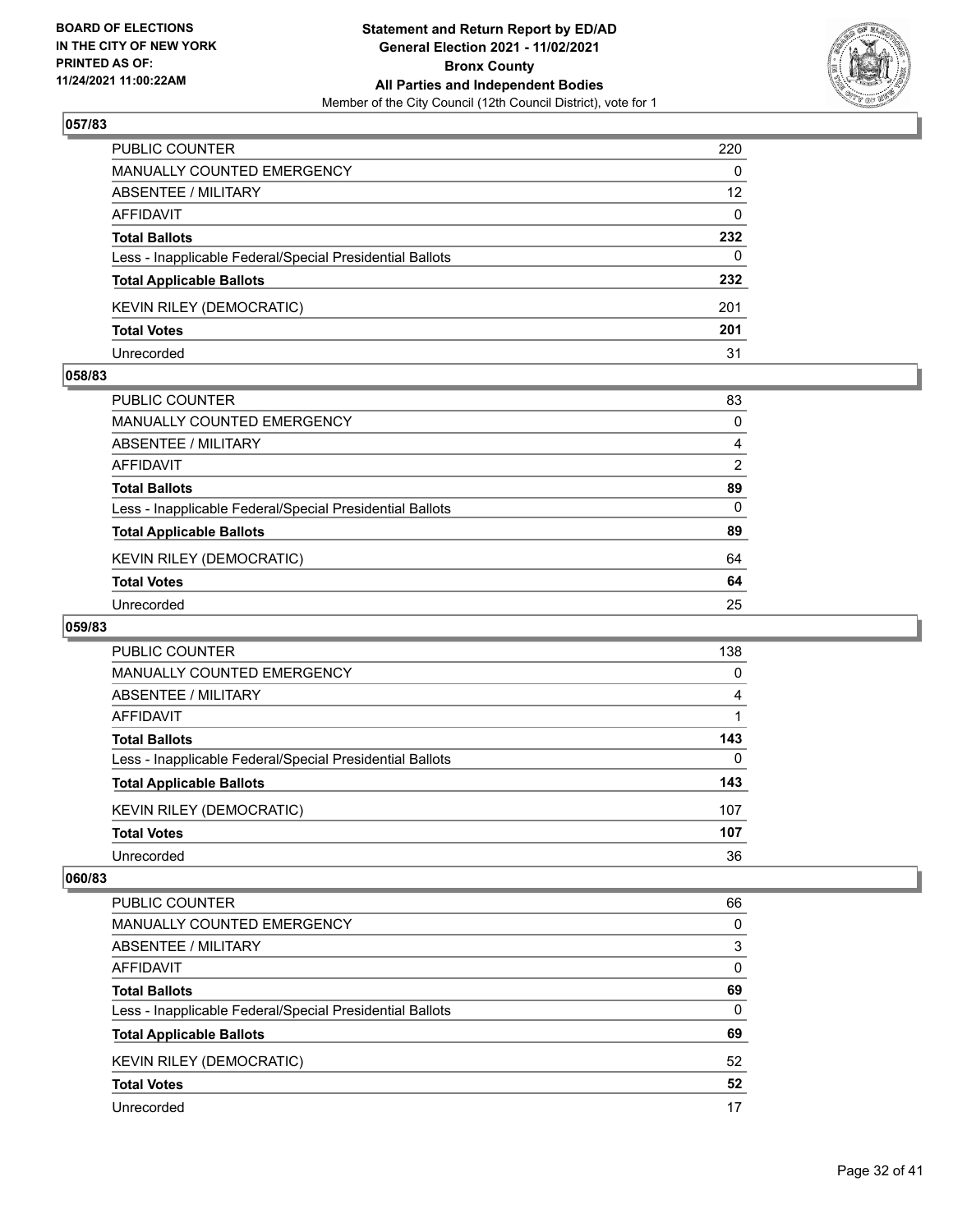**BOARD OF ELECTIONS IN THE CITY OF NEW YORK PRINTED AS OF: 11/24/2021 11:00:22AM**

**Statement and Return Report by ED/AD General Election 2021 - 11/02/2021 Bronx County All Parties and Independent Bodies**

Member of the City Council (12th Council District), vote for 1

### 057/83

| | |
|---|---|
| PUBLIC COUNTER | 220 |
| MANUALLY COUNTED EMERGENCY | 0 |
| ABSENTEE / MILITARY | 12 |
| AFFIDAVIT | 0 |
| **Total Ballots** | **232** |
| Less - Inapplicable Federal/Special Presidential Ballots | 0 |
| **Total Applicable Ballots** | **232** |
| KEVIN RILEY (DEMOCRATIC) | 201 |
| **Total Votes** | **201** |
| Unrecorded | 31 |

### 058/83

| | |
|---|---|
| PUBLIC COUNTER | 83 |
| MANUALLY COUNTED EMERGENCY | 0 |
| ABSENTEE / MILITARY | 4 |
| AFFIDAVIT | 2 |
| **Total Ballots** | **89** |
| Less - Inapplicable Federal/Special Presidential Ballots | 0 |
| **Total Applicable Ballots** | **89** |
| KEVIN RILEY (DEMOCRATIC) | 64 |
| **Total Votes** | **64** |
| Unrecorded | 25 |

### 059/83

| | |
|---|---|
| PUBLIC COUNTER | 138 |
| MANUALLY COUNTED EMERGENCY | 0 |
| ABSENTEE / MILITARY | 4 |
| AFFIDAVIT | 1 |
| **Total Ballots** | **143** |
| Less - Inapplicable Federal/Special Presidential Ballots | 0 |
| **Total Applicable Ballots** | **143** |
| KEVIN RILEY (DEMOCRATIC) | 107 |
| **Total Votes** | **107** |
| Unrecorded | 36 |

### 060/83

| | |
|---|---|
| PUBLIC COUNTER | 66 |
| MANUALLY COUNTED EMERGENCY | 0 |
| ABSENTEE / MILITARY | 3 |
| AFFIDAVIT | 0 |
| **Total Ballots** | **69** |
| Less - Inapplicable Federal/Special Presidential Ballots | 0 |
| **Total Applicable Ballots** | **69** |
| KEVIN RILEY (DEMOCRATIC) | 52 |
| **Total Votes** | **52** |
| Unrecorded | 17 |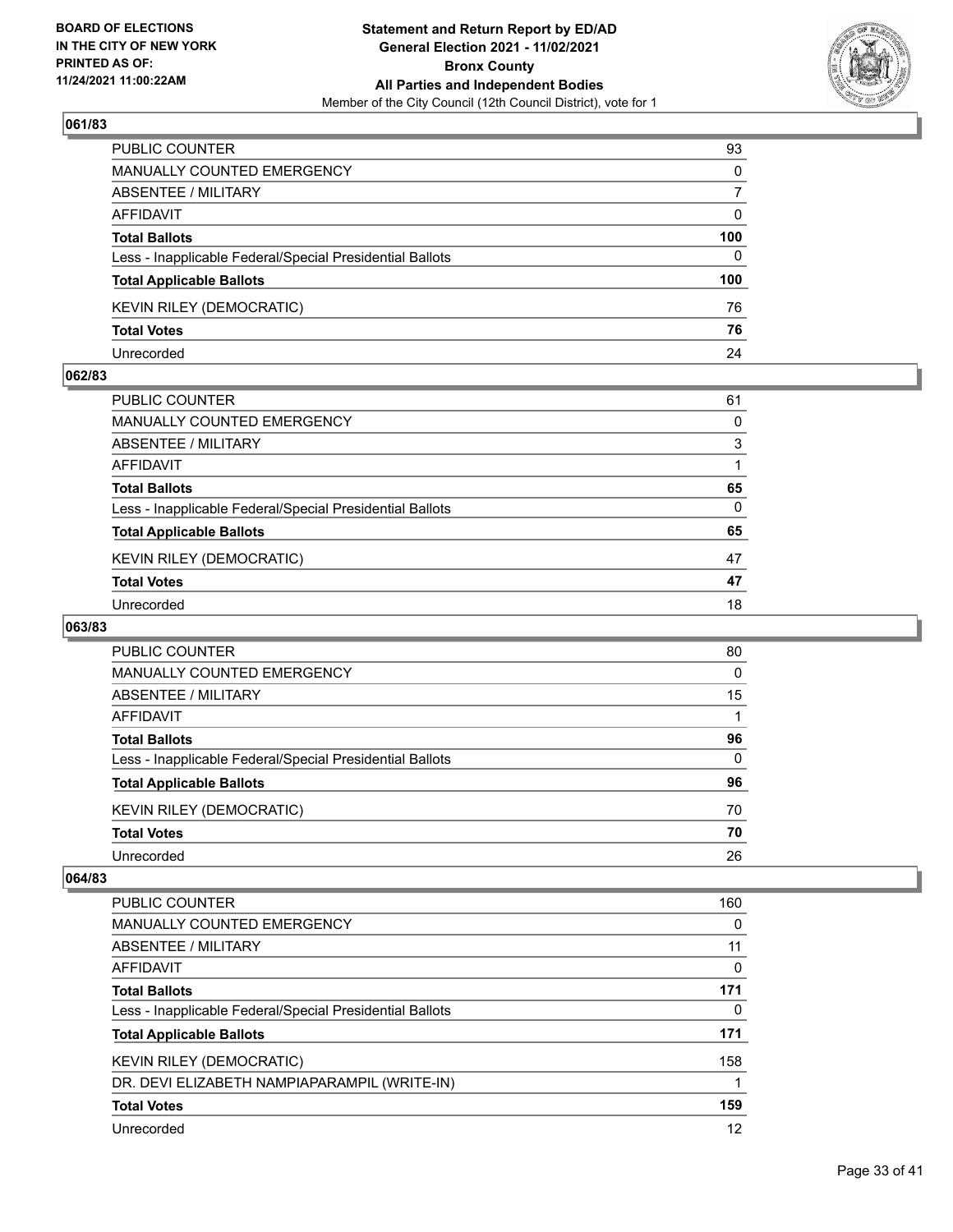**BOARD OF ELECTIONS IN THE CITY OF NEW YORK PRINTED AS OF: 11/24/2021 11:00:22AM**

**Statement and Return Report by ED/AD General Election 2021 - 11/02/2021 Bronx County All Parties and Independent Bodies**

Member of the City Council (12th Council District), vote for 1

## 061/83

| | |
|---|---|
| PUBLIC COUNTER | 93 |
| MANUALLY COUNTED EMERGENCY | 0 |
| ABSENTEE / MILITARY | 7 |
| AFFIDAVIT | 0 |
| **Total Ballots** | **100** |
| Less - Inapplicable Federal/Special Presidential Ballots | 0 |
| **Total Applicable Ballots** | **100** |
| KEVIN RILEY (DEMOCRATIC) | 76 |
| **Total Votes** | **76** |
| Unrecorded | 24 |

## 062/83

| | |
|---|---|
| PUBLIC COUNTER | 61 |
| MANUALLY COUNTED EMERGENCY | 0 |
| ABSENTEE / MILITARY | 3 |
| AFFIDAVIT | 1 |
| **Total Ballots** | **65** |
| Less - Inapplicable Federal/Special Presidential Ballots | 0 |
| **Total Applicable Ballots** | **65** |
| KEVIN RILEY (DEMOCRATIC) | 47 |
| **Total Votes** | **47** |
| Unrecorded | 18 |

## 063/83

| | |
|---|---|
| PUBLIC COUNTER | 80 |
| MANUALLY COUNTED EMERGENCY | 0 |
| ABSENTEE / MILITARY | 15 |
| AFFIDAVIT | 1 |
| **Total Ballots** | **96** |
| Less - Inapplicable Federal/Special Presidential Ballots | 0 |
| **Total Applicable Ballots** | **96** |
| KEVIN RILEY (DEMOCRATIC) | 70 |
| **Total Votes** | **70** |
| Unrecorded | 26 |

## 064/83

| | |
|---|---|
| PUBLIC COUNTER | 160 |
| MANUALLY COUNTED EMERGENCY | 0 |
| ABSENTEE / MILITARY | 11 |
| AFFIDAVIT | 0 |
| **Total Ballots** | **171** |
| Less - Inapplicable Federal/Special Presidential Ballots | 0 |
| **Total Applicable Ballots** | **171** |
| KEVIN RILEY (DEMOCRATIC) | 158 |
| DR. DEVI ELIZABETH NAMPIAPARAMPIL (WRITE-IN) | 1 |
| **Total Votes** | **159** |
| Unrecorded | 12 |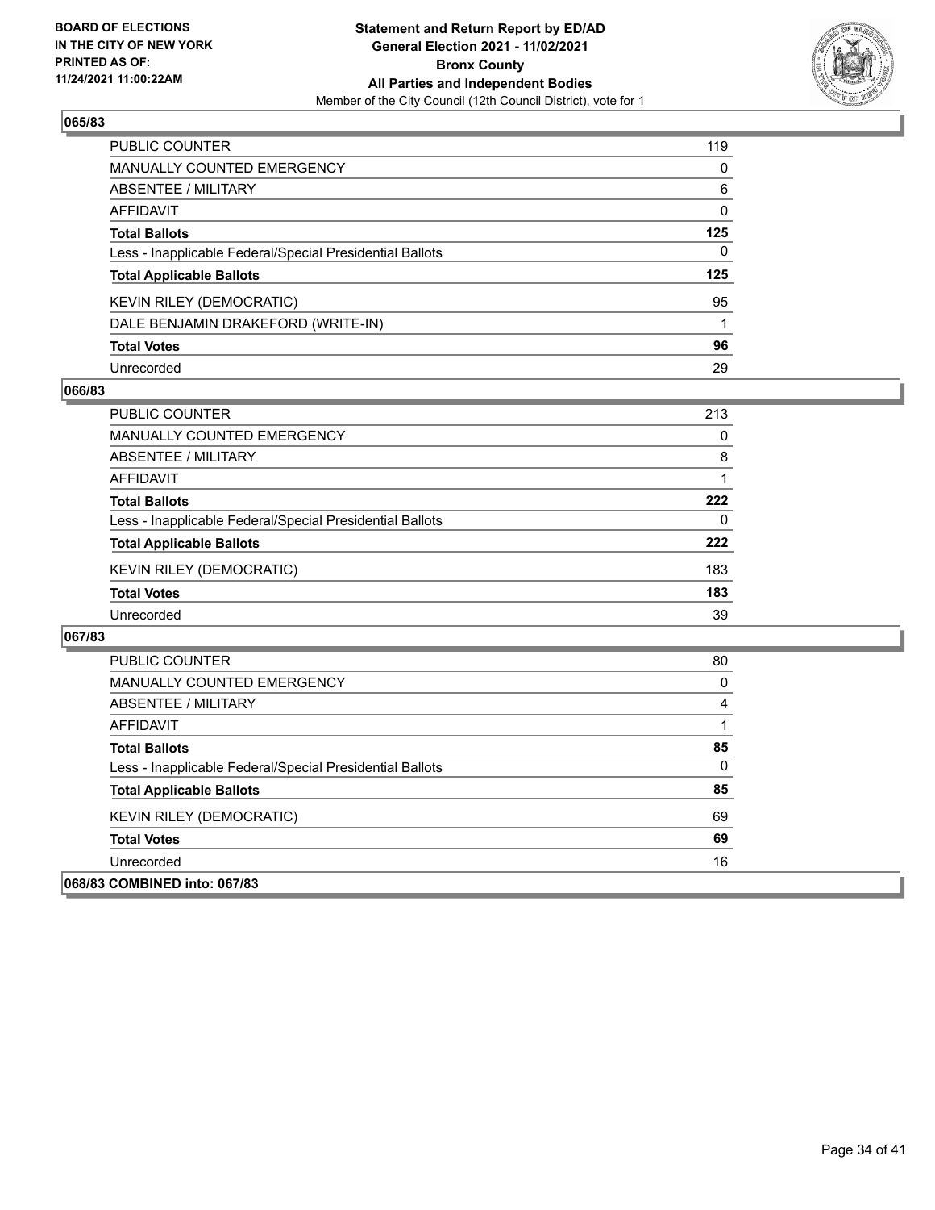**BOARD OF ELECTIONS IN THE CITY OF NEW YORK PRINTED AS OF: 11/24/2021 11:00:22AM**

**Statement and Return Report by ED/AD General Election 2021 - 11/02/2021 Bronx County All Parties and Independent Bodies**

Member of the City Council (12th Council District), vote for 1

### 065/83

| | |
|---|---|
| PUBLIC COUNTER | 119 |
| MANUALLY COUNTED EMERGENCY | 0 |
| ABSENTEE / MILITARY | 6 |
| AFFIDAVIT | 0 |
| **Total Ballots** | **125** |
| Less - Inapplicable Federal/Special Presidential Ballots | 0 |
| **Total Applicable Ballots** | **125** |
| KEVIN RILEY (DEMOCRATIC) | 95 |
| DALE BENJAMIN DRAKEFORD (WRITE-IN) | 1 |
| **Total Votes** | **96** |
| Unrecorded | 29 |

### 066/83

| | |
|---|---|
| PUBLIC COUNTER | 213 |
| MANUALLY COUNTED EMERGENCY | 0 |
| ABSENTEE / MILITARY | 8 |
| AFFIDAVIT | 1 |
| **Total Ballots** | **222** |
| Less - Inapplicable Federal/Special Presidential Ballots | 0 |
| **Total Applicable Ballots** | **222** |
| KEVIN RILEY (DEMOCRATIC) | 183 |
| **Total Votes** | **183** |
| Unrecorded | 39 |

### 067/83

| | |
|---|---|
| PUBLIC COUNTER | 80 |
| MANUALLY COUNTED EMERGENCY | 0 |
| ABSENTEE / MILITARY | 4 |
| AFFIDAVIT | 1 |
| **Total Ballots** | **85** |
| Less - Inapplicable Federal/Special Presidential Ballots | 0 |
| **Total Applicable Ballots** | **85** |
| KEVIN RILEY (DEMOCRATIC) | 69 |
| **Total Votes** | **69** |
| Unrecorded | 16 |

### 068/83 COMBINED into: 067/83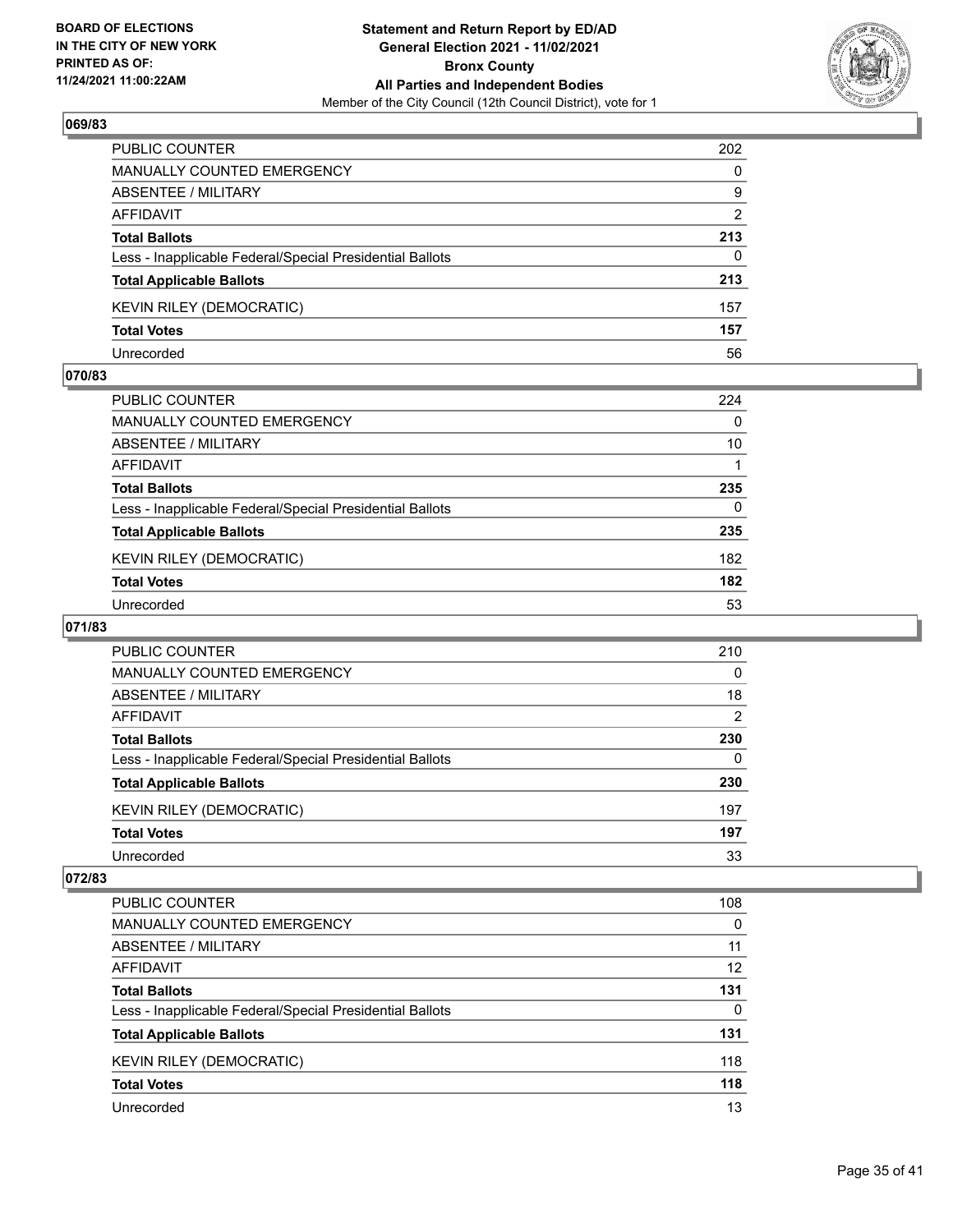**BOARD OF ELECTIONS IN THE CITY OF NEW YORK PRINTED AS OF: 11/24/2021 11:00:22AM**

**Statement and Return Report by ED/AD General Election 2021 - 11/02/2021 Bronx County All Parties and Independent Bodies**

Member of the City Council (12th Council District), vote for 1

## 069/83

| | |
|---|---|
| PUBLIC COUNTER | 202 |
| MANUALLY COUNTED EMERGENCY | 0 |
| ABSENTEE / MILITARY | 9 |
| AFFIDAVIT | 2 |
| **Total Ballots** | **213** |
| Less - Inapplicable Federal/Special Presidential Ballots | 0 |
| **Total Applicable Ballots** | **213** |
| KEVIN RILEY (DEMOCRATIC) | 157 |
| **Total Votes** | **157** |
| Unrecorded | 56 |

## 070/83

| | |
|---|---|
| PUBLIC COUNTER | 224 |
| MANUALLY COUNTED EMERGENCY | 0 |
| ABSENTEE / MILITARY | 10 |
| AFFIDAVIT | 1 |
| **Total Ballots** | **235** |
| Less - Inapplicable Federal/Special Presidential Ballots | 0 |
| **Total Applicable Ballots** | **235** |
| KEVIN RILEY (DEMOCRATIC) | 182 |
| **Total Votes** | **182** |
| Unrecorded | 53 |

## 071/83

| | |
|---|---|
| PUBLIC COUNTER | 210 |
| MANUALLY COUNTED EMERGENCY | 0 |
| ABSENTEE / MILITARY | 18 |
| AFFIDAVIT | 2 |
| **Total Ballots** | **230** |
| Less - Inapplicable Federal/Special Presidential Ballots | 0 |
| **Total Applicable Ballots** | **230** |
| KEVIN RILEY (DEMOCRATIC) | 197 |
| **Total Votes** | **197** |
| Unrecorded | 33 |

## 072/83

| | |
|---|---|
| PUBLIC COUNTER | 108 |
| MANUALLY COUNTED EMERGENCY | 0 |
| ABSENTEE / MILITARY | 11 |
| AFFIDAVIT | 12 |
| **Total Ballots** | **131** |
| Less - Inapplicable Federal/Special Presidential Ballots | 0 |
| **Total Applicable Ballots** | **131** |
| KEVIN RILEY (DEMOCRATIC) | 118 |
| **Total Votes** | **118** |
| Unrecorded | 13 |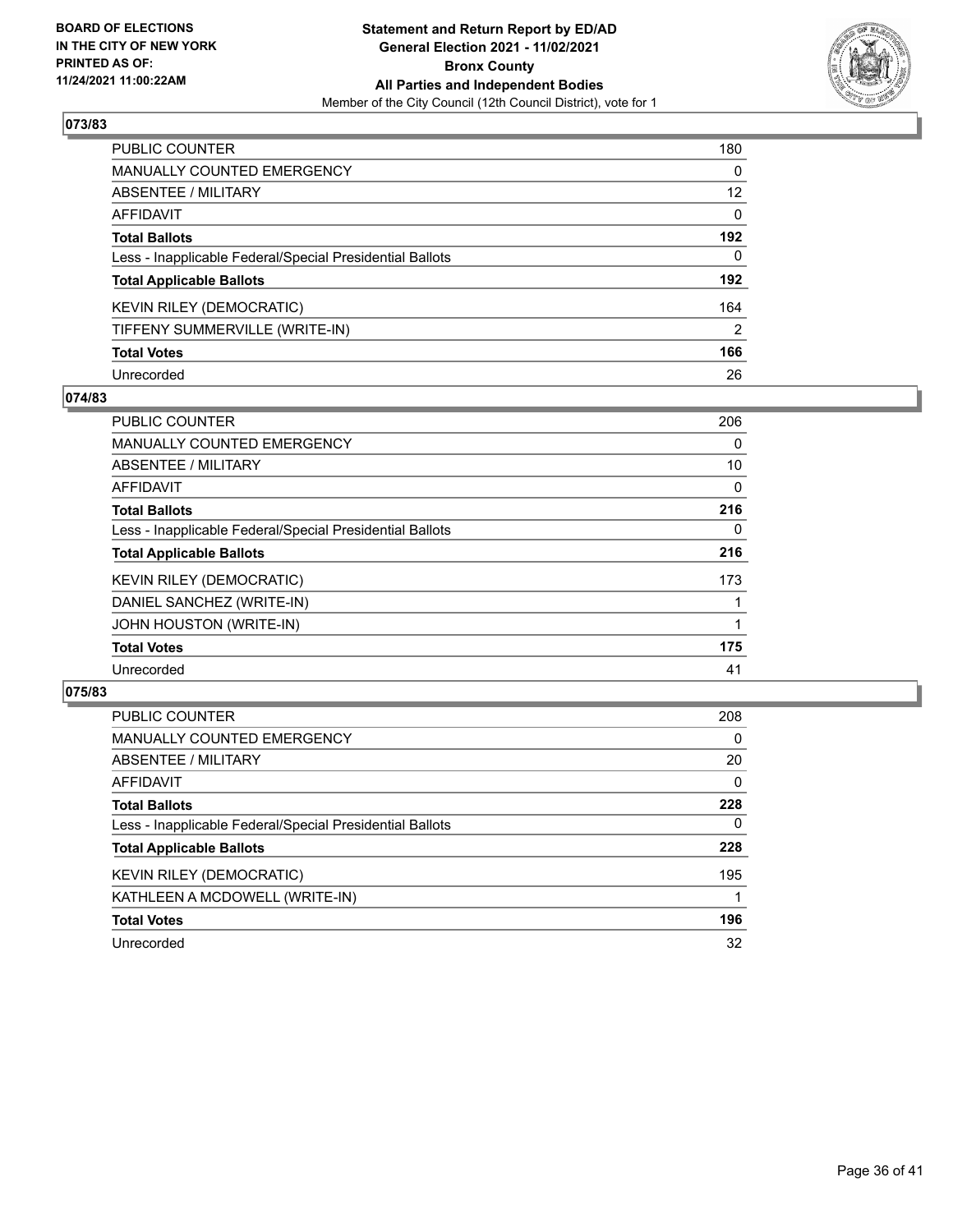**BOARD OF ELECTIONS IN THE CITY OF NEW YORK PRINTED AS OF: 11/24/2021 11:00:22AM**

**Statement and Return Report by ED/AD General Election 2021 - 11/02/2021 Bronx County All Parties and Independent Bodies**

Member of the City Council (12th Council District), vote for 1

## 073/83

| | |
|---|---|
| PUBLIC COUNTER | 180 |
| MANUALLY COUNTED EMERGENCY | 0 |
| ABSENTEE / MILITARY | 12 |
| AFFIDAVIT | 0 |
| **Total Ballots** | **192** |
| Less - Inapplicable Federal/Special Presidential Ballots | 0 |
| **Total Applicable Ballots** | **192** |
| KEVIN RILEY (DEMOCRATIC) | 164 |
| TIFFENY SUMMERVILLE (WRITE-IN) | 2 |
| **Total Votes** | **166** |
| Unrecorded | 26 |

## 074/83

| | |
|---|---|
| PUBLIC COUNTER | 206 |
| MANUALLY COUNTED EMERGENCY | 0 |
| ABSENTEE / MILITARY | 10 |
| AFFIDAVIT | 0 |
| **Total Ballots** | **216** |
| Less - Inapplicable Federal/Special Presidential Ballots | 0 |
| **Total Applicable Ballots** | **216** |
| KEVIN RILEY (DEMOCRATIC) | 173 |
| DANIEL SANCHEZ (WRITE-IN) | 1 |
| JOHN HOUSTON (WRITE-IN) | 1 |
| **Total Votes** | **175** |
| Unrecorded | 41 |

## 075/83

| | |
|---|---|
| PUBLIC COUNTER | 208 |
| MANUALLY COUNTED EMERGENCY | 0 |
| ABSENTEE / MILITARY | 20 |
| AFFIDAVIT | 0 |
| **Total Ballots** | **228** |
| Less - Inapplicable Federal/Special Presidential Ballots | 0 |
| **Total Applicable Ballots** | **228** |
| KEVIN RILEY (DEMOCRATIC) | 195 |
| KATHLEEN A MCDOWELL (WRITE-IN) | 1 |
| **Total Votes** | **196** |
| Unrecorded | 32 |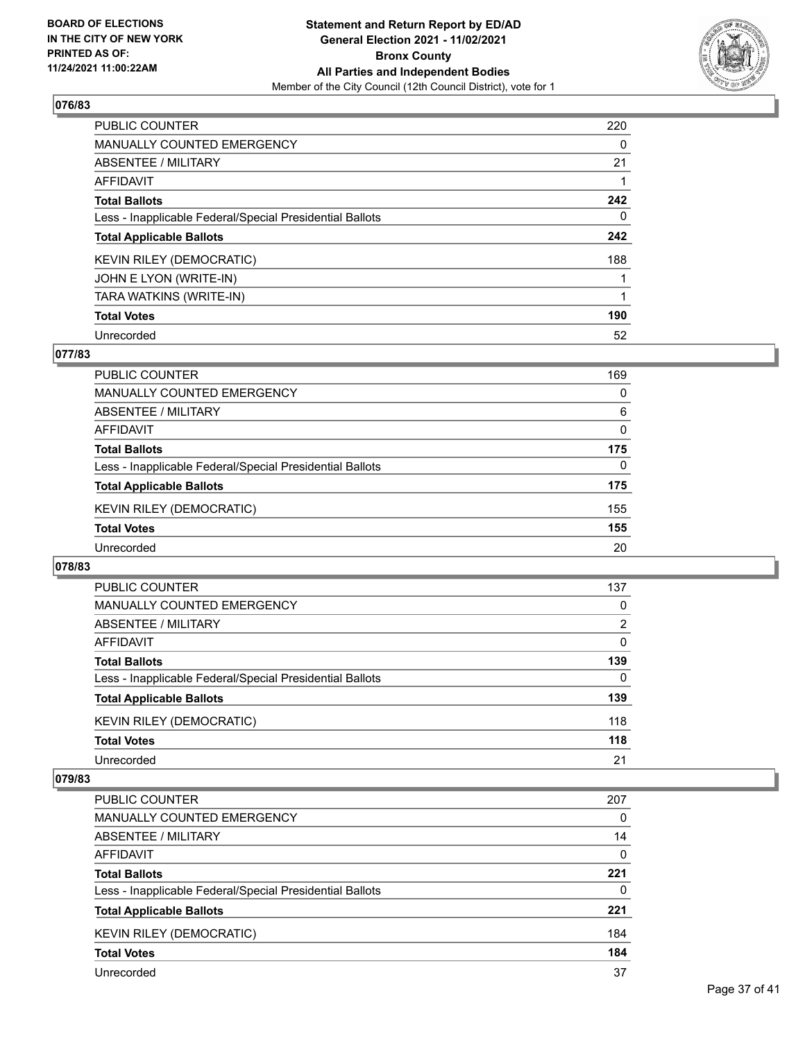## 076/83

| | |
|---|---|
| PUBLIC COUNTER | 220 |
| MANUALLY COUNTED EMERGENCY | 0 |
| ABSENTEE / MILITARY | 21 |
| AFFIDAVIT | 1 |
| **Total Ballots** | **242** |
| Less - Inapplicable Federal/Special Presidential Ballots | 0 |
| **Total Applicable Ballots** | **242** |
| KEVIN RILEY (DEMOCRATIC) | 188 |
| JOHN E LYON (WRITE-IN) | 1 |
| TARA WATKINS (WRITE-IN) | 1 |
| **Total Votes** | **190** |
| Unrecorded | 52 |

## 077/83

| | |
|---|---|
| PUBLIC COUNTER | 169 |
| MANUALLY COUNTED EMERGENCY | 0 |
| ABSENTEE / MILITARY | 6 |
| AFFIDAVIT | 0 |
| **Total Ballots** | **175** |
| Less - Inapplicable Federal/Special Presidential Ballots | 0 |
| **Total Applicable Ballots** | **175** |
| KEVIN RILEY (DEMOCRATIC) | 155 |
| **Total Votes** | **155** |
| Unrecorded | 20 |

## 078/83

| | |
|---|---|
| PUBLIC COUNTER | 137 |
| MANUALLY COUNTED EMERGENCY | 0 |
| ABSENTEE / MILITARY | 2 |
| AFFIDAVIT | 0 |
| **Total Ballots** | **139** |
| Less - Inapplicable Federal/Special Presidential Ballots | 0 |
| **Total Applicable Ballots** | **139** |
| KEVIN RILEY (DEMOCRATIC) | 118 |
| **Total Votes** | **118** |
| Unrecorded | 21 |

## 079/83

| | |
|---|---|
| PUBLIC COUNTER | 207 |
| MANUALLY COUNTED EMERGENCY | 0 |
| ABSENTEE / MILITARY | 14 |
| AFFIDAVIT | 0 |
| **Total Ballots** | **221** |
| Less - Inapplicable Federal/Special Presidential Ballots | 0 |
| **Total Applicable Ballots** | **221** |
| KEVIN RILEY (DEMOCRATIC) | 184 |
| **Total Votes** | **184** |
| Unrecorded | 37 |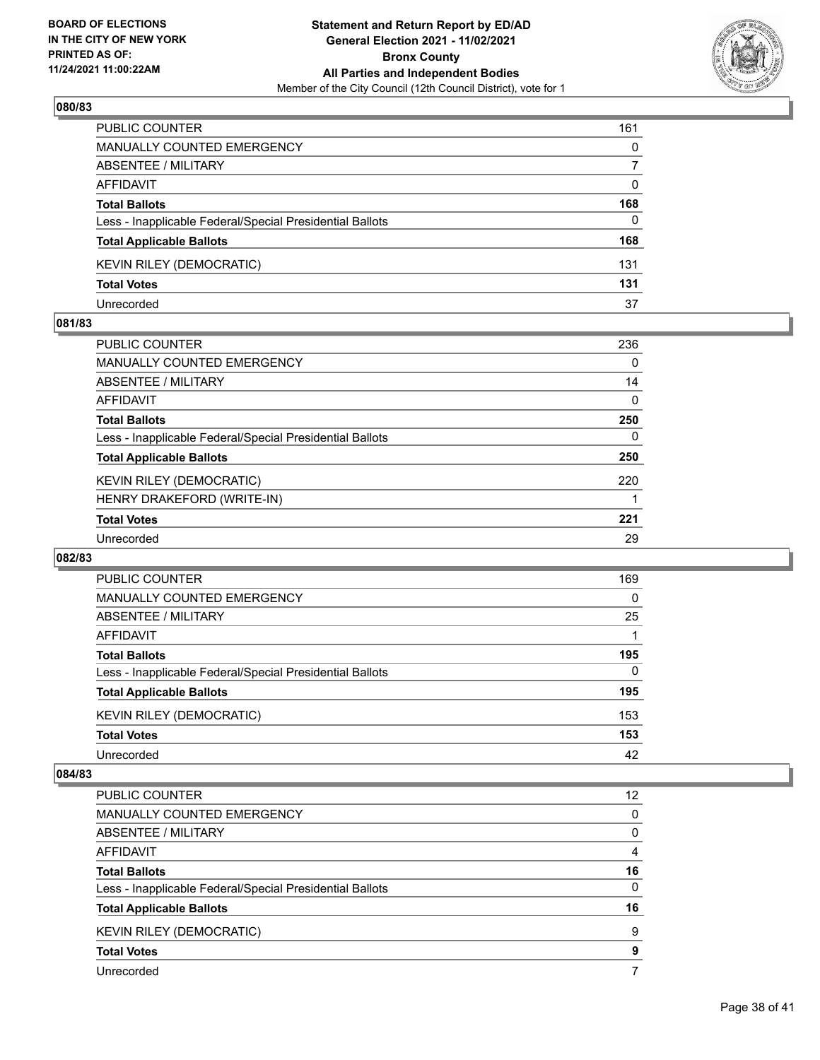**BOARD OF ELECTIONS IN THE CITY OF NEW YORK PRINTED AS OF: 11/24/2021 11:00:22AM**

**Statement and Return Report by ED/AD General Election 2021 - 11/02/2021 Bronx County All Parties and Independent Bodies**

Member of the City Council (12th Council District), vote for 1

### 080/83

| | |
|---|---|
| PUBLIC COUNTER | 161 |
| MANUALLY COUNTED EMERGENCY | 0 |
| ABSENTEE / MILITARY | 7 |
| AFFIDAVIT | 0 |
| **Total Ballots** | **168** |
| Less - Inapplicable Federal/Special Presidential Ballots | 0 |
| **Total Applicable Ballots** | **168** |
| KEVIN RILEY (DEMOCRATIC) | 131 |
| **Total Votes** | **131** |
| Unrecorded | 37 |

### 081/83

| | |
|---|---|
| PUBLIC COUNTER | 236 |
| MANUALLY COUNTED EMERGENCY | 0 |
| ABSENTEE / MILITARY | 14 |
| AFFIDAVIT | 0 |
| **Total Ballots** | **250** |
| Less - Inapplicable Federal/Special Presidential Ballots | 0 |
| **Total Applicable Ballots** | **250** |
| KEVIN RILEY (DEMOCRATIC) | 220 |
| HENRY DRAKEFORD (WRITE-IN) | 1 |
| **Total Votes** | **221** |
| Unrecorded | 29 |

### 082/83

| | |
|---|---|
| PUBLIC COUNTER | 169 |
| MANUALLY COUNTED EMERGENCY | 0 |
| ABSENTEE / MILITARY | 25 |
| AFFIDAVIT | 1 |
| **Total Ballots** | **195** |
| Less - Inapplicable Federal/Special Presidential Ballots | 0 |
| **Total Applicable Ballots** | **195** |
| KEVIN RILEY (DEMOCRATIC) | 153 |
| **Total Votes** | **153** |
| Unrecorded | 42 |

### 084/83

| | |
|---|---|
| PUBLIC COUNTER | 12 |
| MANUALLY COUNTED EMERGENCY | 0 |
| ABSENTEE / MILITARY | 0 |
| AFFIDAVIT | 4 |
| **Total Ballots** | **16** |
| Less - Inapplicable Federal/Special Presidential Ballots | 0 |
| **Total Applicable Ballots** | **16** |
| KEVIN RILEY (DEMOCRATIC) | 9 |
| **Total Votes** | **9** |
| Unrecorded | 7 |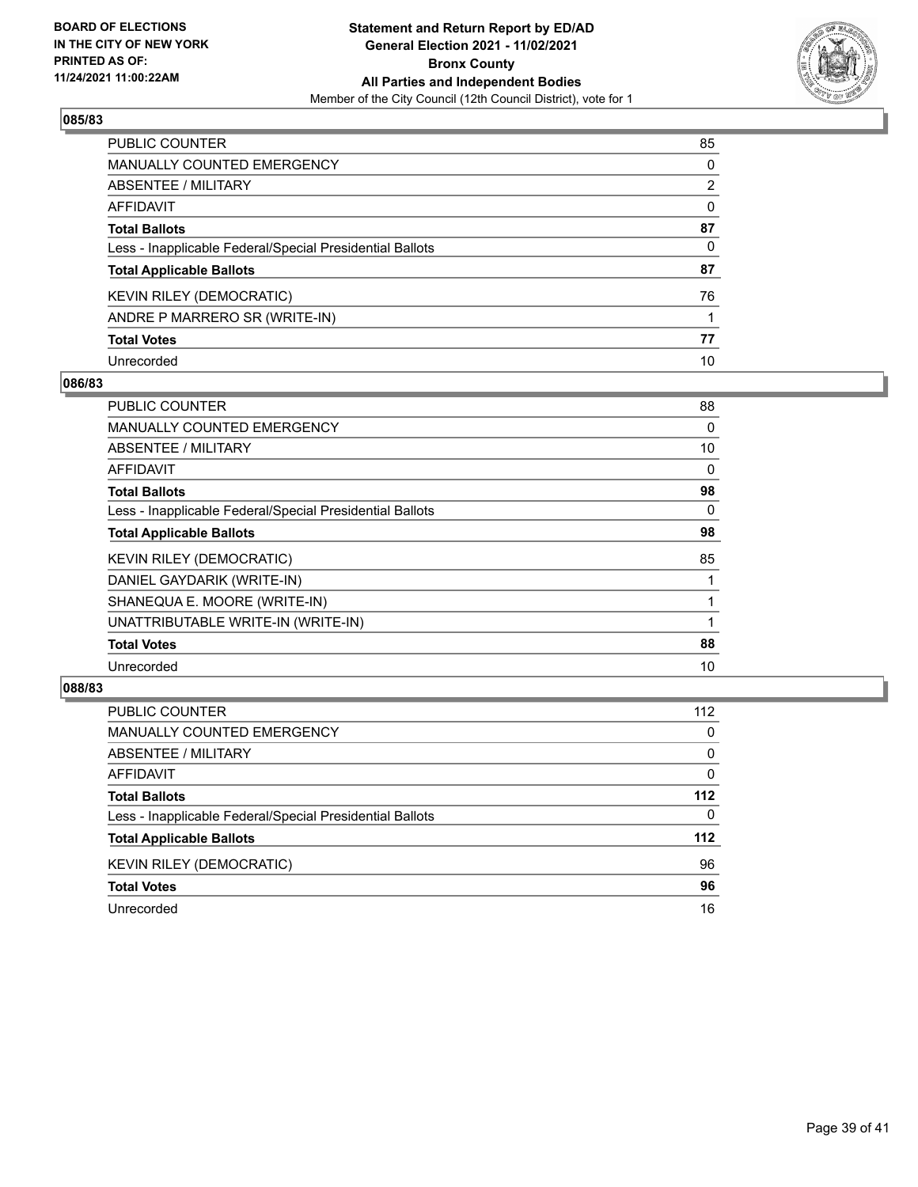**BOARD OF ELECTIONS IN THE CITY OF NEW YORK PRINTED AS OF: 11/24/2021 11:00:22AM**

**Statement and Return Report by ED/AD General Election 2021 - 11/02/2021 Bronx County All Parties and Independent Bodies**
Member of the City Council (12th Council District), vote for 1

## 085/83

| | |
|---|---|
| PUBLIC COUNTER | 85 |
| MANUALLY COUNTED EMERGENCY | 0 |
| ABSENTEE / MILITARY | 2 |
| AFFIDAVIT | 0 |
| **Total Ballots** | **87** |
| Less - Inapplicable Federal/Special Presidential Ballots | 0 |
| **Total Applicable Ballots** | **87** |
| KEVIN RILEY (DEMOCRATIC) | 76 |
| ANDRE P MARRERO SR (WRITE-IN) | 1 |
| **Total Votes** | **77** |
| Unrecorded | 10 |

## 086/83

| | |
|---|---|
| PUBLIC COUNTER | 88 |
| MANUALLY COUNTED EMERGENCY | 0 |
| ABSENTEE / MILITARY | 10 |
| AFFIDAVIT | 0 |
| **Total Ballots** | **98** |
| Less - Inapplicable Federal/Special Presidential Ballots | 0 |
| **Total Applicable Ballots** | **98** |
| KEVIN RILEY (DEMOCRATIC) | 85 |
| DANIEL GAYDARIK (WRITE-IN) | 1 |
| SHANEQUA E. MOORE (WRITE-IN) | 1 |
| UNATTRIBUTABLE WRITE-IN (WRITE-IN) | 1 |
| **Total Votes** | **88** |
| Unrecorded | 10 |

## 088/83

| | |
|---|---|
| PUBLIC COUNTER | 112 |
| MANUALLY COUNTED EMERGENCY | 0 |
| ABSENTEE / MILITARY | 0 |
| AFFIDAVIT | 0 |
| **Total Ballots** | **112** |
| Less - Inapplicable Federal/Special Presidential Ballots | 0 |
| **Total Applicable Ballots** | **112** |
| KEVIN RILEY (DEMOCRATIC) | 96 |
| **Total Votes** | **96** |
| Unrecorded | 16 |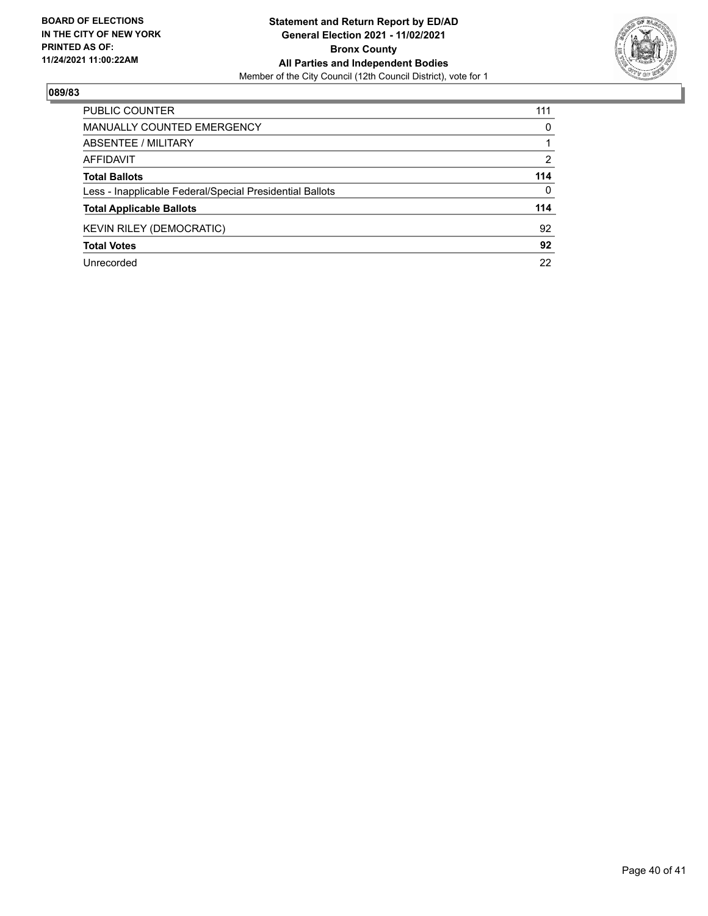**BOARD OF ELECTIONS IN THE CITY OF NEW YORK PRINTED AS OF: 11/24/2021 11:00:22AM**

**Statement and Return Report by ED/AD**
**General Election 2021 - 11/02/2021**
**Bronx County**
**All Parties and Independent Bodies**
Member of the City Council (12th Council District), vote for 1

## 089/83

| | |
|---|---|
| PUBLIC COUNTER | 111 |
| MANUALLY COUNTED EMERGENCY | 0 |
| ABSENTEE / MILITARY | 1 |
| AFFIDAVIT | 2 |
| **Total Ballots** | **114** |
| Less - Inapplicable Federal/Special Presidential Ballots | 0 |
| **Total Applicable Ballots** | **114** |
| KEVIN RILEY (DEMOCRATIC) | 92 |
| **Total Votes** | **92** |
| Unrecorded | 22 |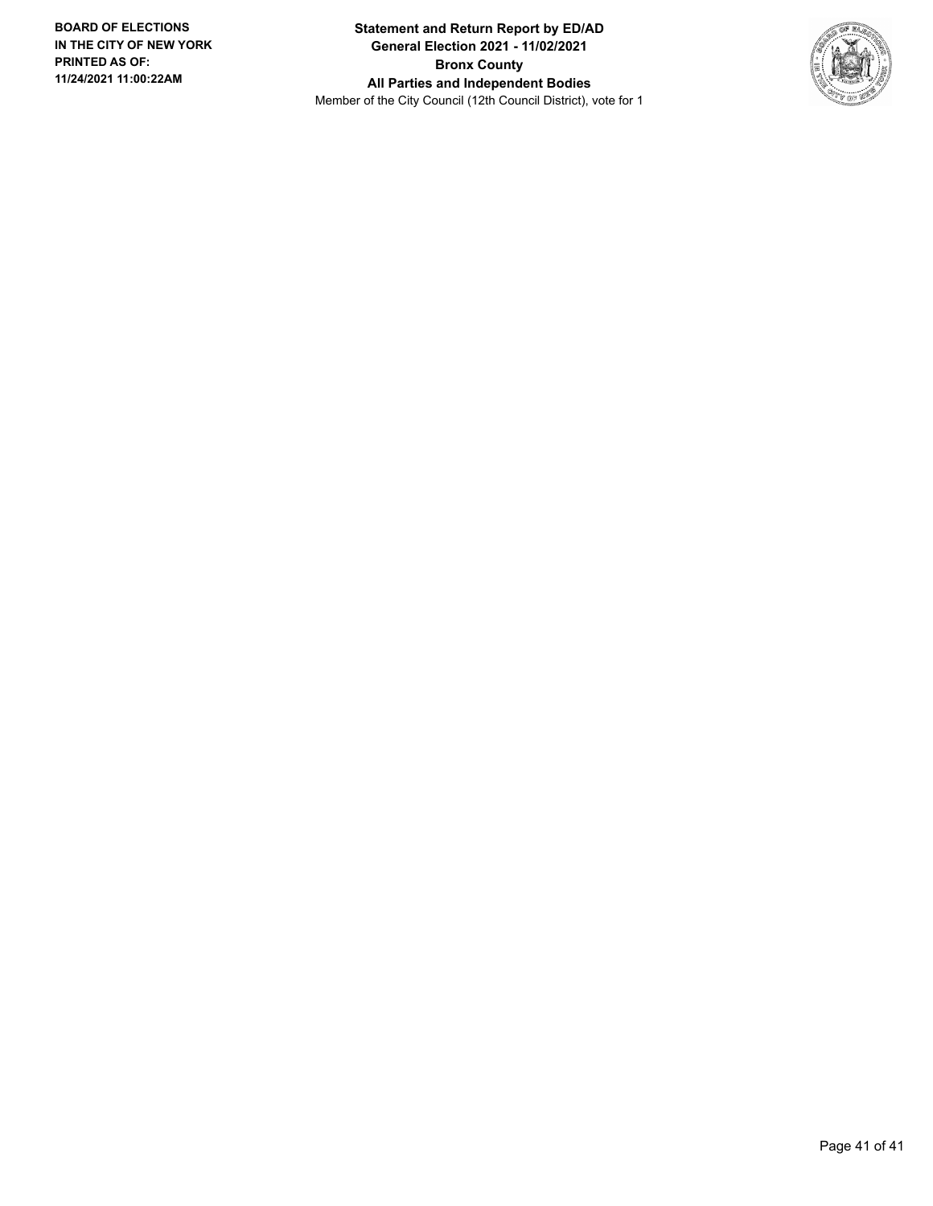**BOARD OF ELECTIONS IN THE CITY OF NEW YORK PRINTED AS OF: 11/24/2021 11:00:22AM**

**Statement and Return Report by ED/AD**
**General Election 2021 - 11/02/2021**
**Bronx County**
**All Parties and Independent Bodies**
Member of the City Council (12th Council District), vote for 1